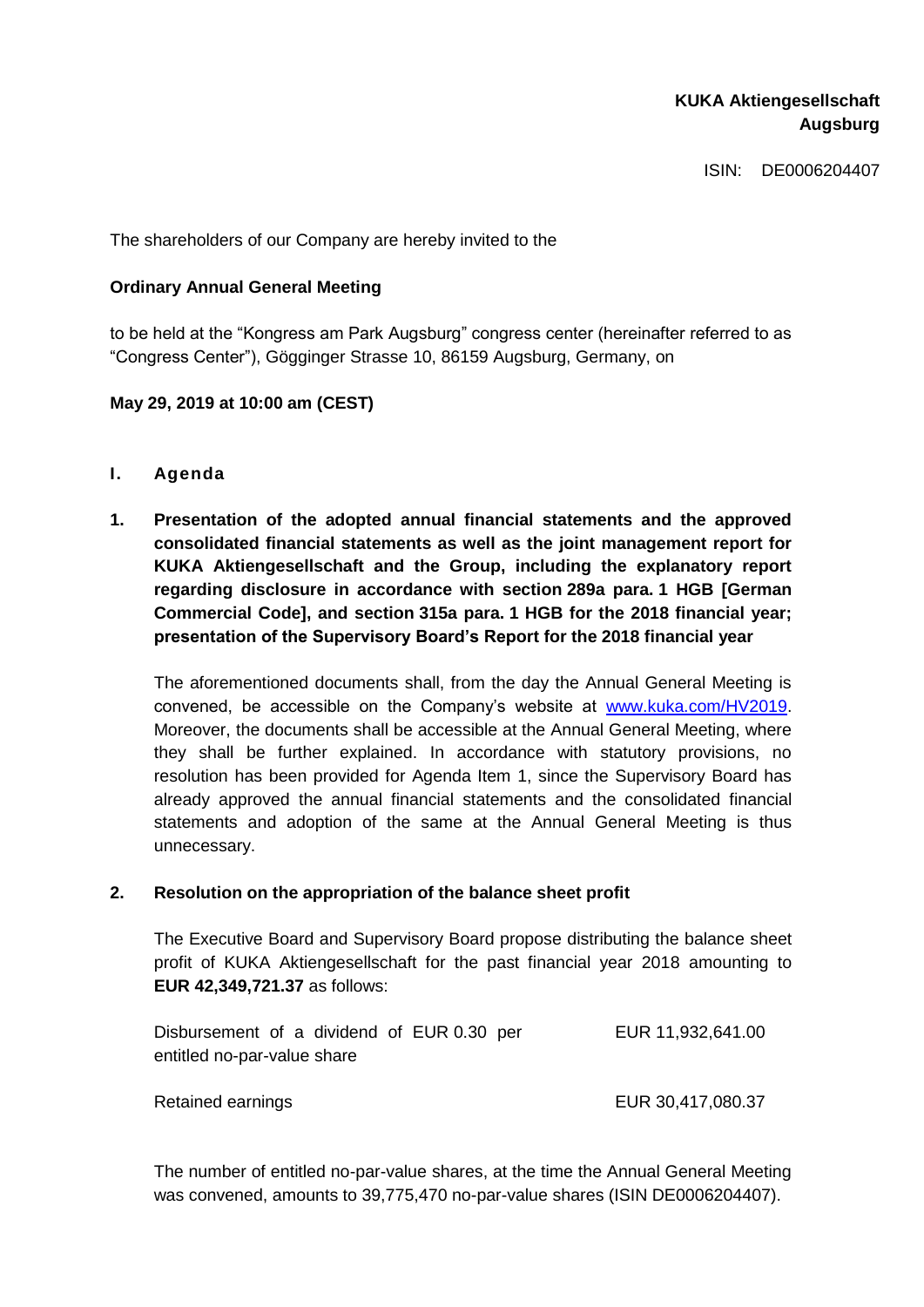**KUKA Aktiengesellschaft**
**Augsburg**

ISIN: DE0006204407

The shareholders of our Company are hereby invited to the

**Ordinary Annual General Meeting**

to be held at the "Kongress am Park Augsburg" congress center (hereinafter referred to as "Congress Center"), Gögginger Strasse 10, 86159 Augsburg, Germany, on

**May 29, 2019 at 10:00 am (CEST)**

## I. Agenda

### 1. Presentation of the adopted annual financial statements and the approved consolidated financial statements as well as the joint management report for KUKA Aktiengesellschaft and the Group, including the explanatory report regarding disclosure in accordance with section 289a para. 1 HGB [German Commercial Code], and section 315a para. 1 HGB for the 2018 financial year; presentation of the Supervisory Board's Report for the 2018 financial year

The aforementioned documents shall, from the day the Annual General Meeting is convened, be accessible on the Company's website at www.kuka.com/HV2019. Moreover, the documents shall be accessible at the Annual General Meeting, where they shall be further explained. In accordance with statutory provisions, no resolution has been provided for Agenda Item 1, since the Supervisory Board has already approved the annual financial statements and the consolidated financial statements and adoption of the same at the Annual General Meeting is thus unnecessary.

### 2. Resolution on the appropriation of the balance sheet profit

The Executive Board and Supervisory Board propose distributing the balance sheet profit of KUKA Aktiengesellschaft for the past financial year 2018 amounting to **EUR 42,349,721.37** as follows:

| | |
|---|---|
| Disbursement of a dividend of EUR 0.30 per entitled no-par-value share | EUR 11,932,641.00 |
| Retained earnings | EUR 30,417,080.37 |

The number of entitled no-par-value shares, at the time the Annual General Meeting was convened, amounts to 39,775,470 no-par-value shares (ISIN DE0006204407).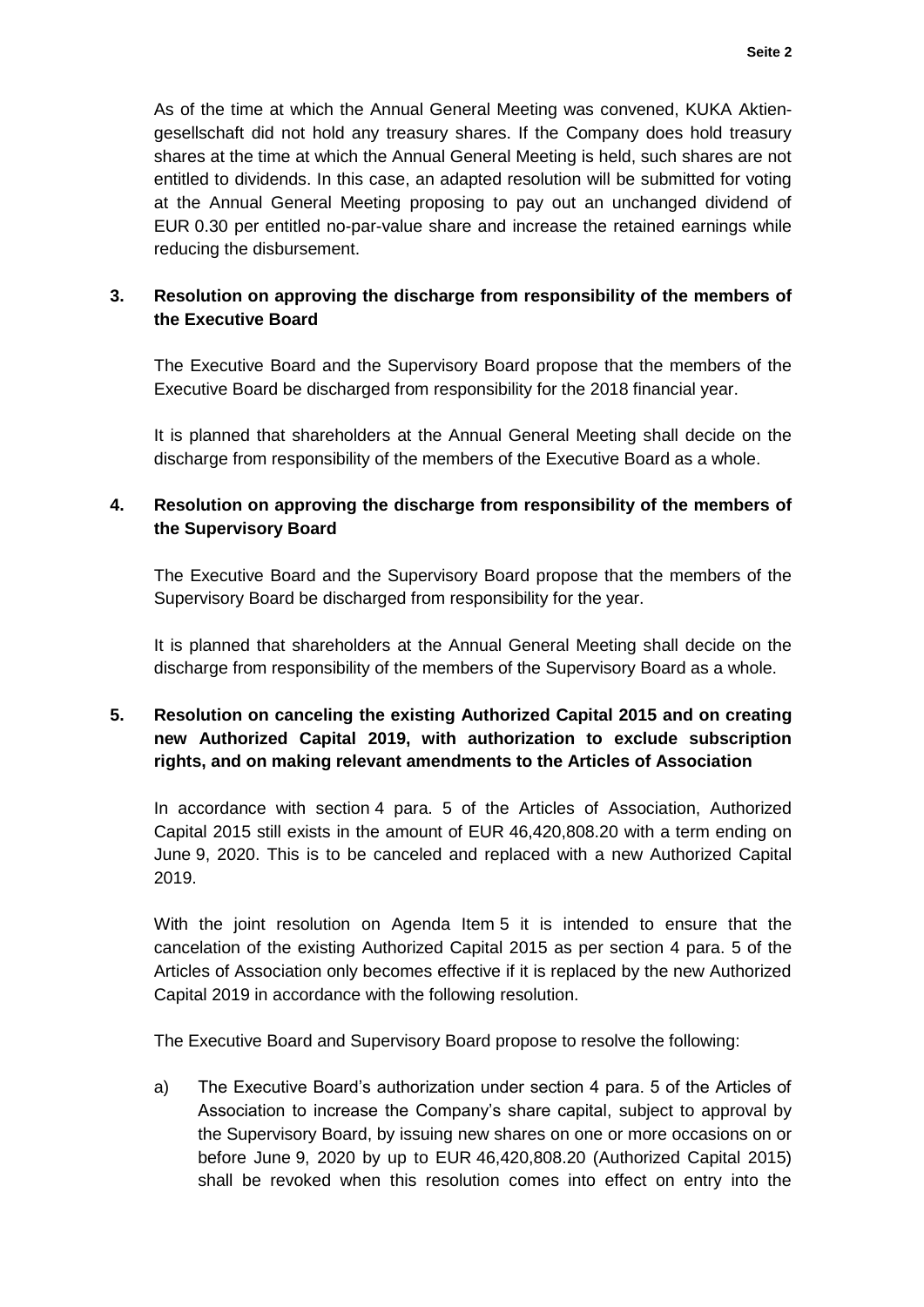As of the time at which the Annual General Meeting was convened, KUKA Aktiengesellschaft did not hold any treasury shares. If the Company does hold treasury shares at the time at which the Annual General Meeting is held, such shares are not entitled to dividends. In this case, an adapted resolution will be submitted for voting at the Annual General Meeting proposing to pay out an unchanged dividend of EUR 0.30 per entitled no-par-value share and increase the retained earnings while reducing the disbursement.

## 3. Resolution on approving the discharge from responsibility of the members of the Executive Board

The Executive Board and the Supervisory Board propose that the members of the Executive Board be discharged from responsibility for the 2018 financial year.

It is planned that shareholders at the Annual General Meeting shall decide on the discharge from responsibility of the members of the Executive Board as a whole.

## 4. Resolution on approving the discharge from responsibility of the members of the Supervisory Board

The Executive Board and the Supervisory Board propose that the members of the Supervisory Board be discharged from responsibility for the year.

It is planned that shareholders at the Annual General Meeting shall decide on the discharge from responsibility of the members of the Supervisory Board as a whole.

## 5. Resolution on canceling the existing Authorized Capital 2015 and on creating new Authorized Capital 2019, with authorization to exclude subscription rights, and on making relevant amendments to the Articles of Association

In accordance with section 4 para. 5 of the Articles of Association, Authorized Capital 2015 still exists in the amount of EUR 46,420,808.20 with a term ending on June 9, 2020. This is to be canceled and replaced with a new Authorized Capital 2019.

With the joint resolution on Agenda Item 5 it is intended to ensure that the cancelation of the existing Authorized Capital 2015 as per section 4 para. 5 of the Articles of Association only becomes effective if it is replaced by the new Authorized Capital 2019 in accordance with the following resolution.

The Executive Board and Supervisory Board propose to resolve the following:

a) The Executive Board's authorization under section 4 para. 5 of the Articles of Association to increase the Company's share capital, subject to approval by the Supervisory Board, by issuing new shares on one or more occasions on or before June 9, 2020 by up to EUR 46,420,808.20 (Authorized Capital 2015) shall be revoked when this resolution comes into effect on entry into the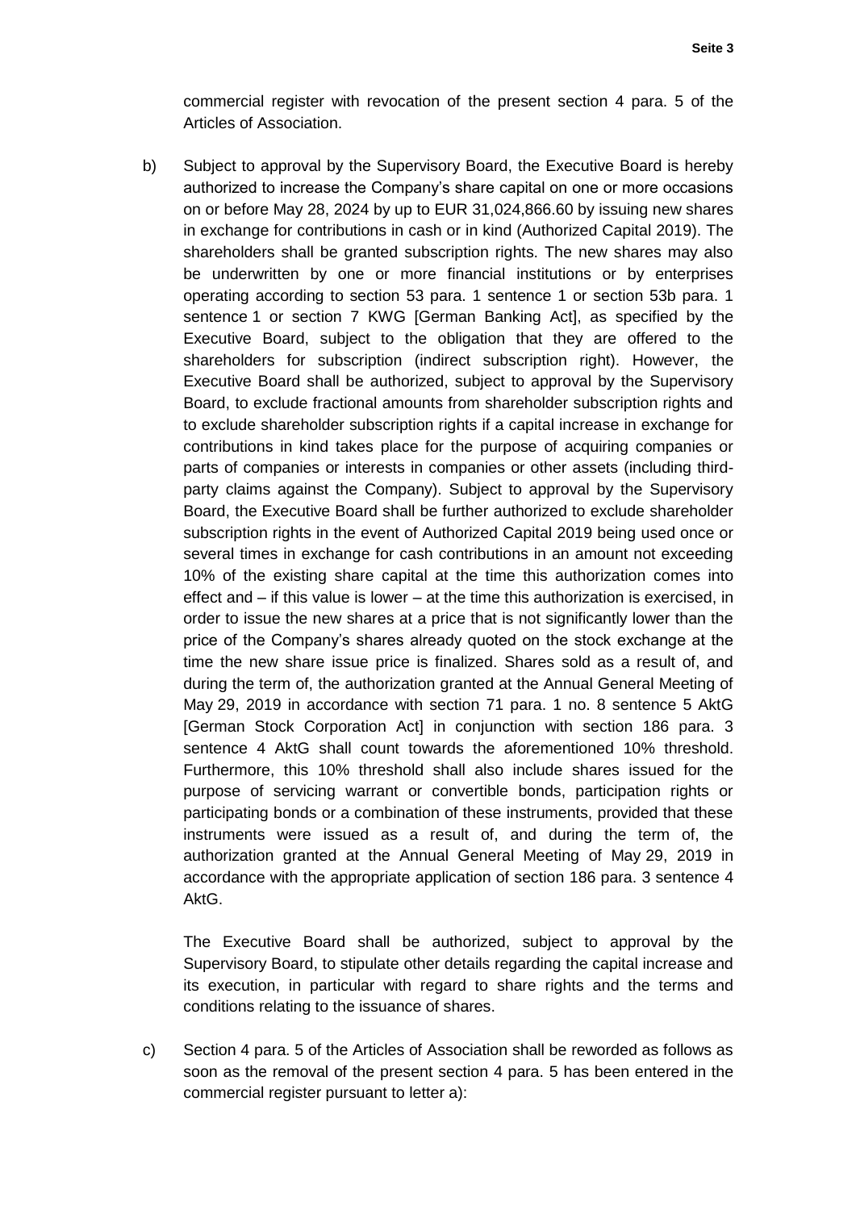commercial register with revocation of the present section 4 para. 5 of the Articles of Association.

b) Subject to approval by the Supervisory Board, the Executive Board is hereby authorized to increase the Company's share capital on one or more occasions on or before May 28, 2024 by up to EUR 31,024,866.60 by issuing new shares in exchange for contributions in cash or in kind (Authorized Capital 2019). The shareholders shall be granted subscription rights. The new shares may also be underwritten by one or more financial institutions or by enterprises operating according to section 53 para. 1 sentence 1 or section 53b para. 1 sentence 1 or section 7 KWG [German Banking Act], as specified by the Executive Board, subject to the obligation that they are offered to the shareholders for subscription (indirect subscription right). However, the Executive Board shall be authorized, subject to approval by the Supervisory Board, to exclude fractional amounts from shareholder subscription rights and to exclude shareholder subscription rights if a capital increase in exchange for contributions in kind takes place for the purpose of acquiring companies or parts of companies or interests in companies or other assets (including third-party claims against the Company). Subject to approval by the Supervisory Board, the Executive Board shall be further authorized to exclude shareholder subscription rights in the event of Authorized Capital 2019 being used once or several times in exchange for cash contributions in an amount not exceeding 10% of the existing share capital at the time this authorization comes into effect and – if this value is lower – at the time this authorization is exercised, in order to issue the new shares at a price that is not significantly lower than the price of the Company's shares already quoted on the stock exchange at the time the new share issue price is finalized. Shares sold as a result of, and during the term of, the authorization granted at the Annual General Meeting of May 29, 2019 in accordance with section 71 para. 1 no. 8 sentence 5 AktG [German Stock Corporation Act] in conjunction with section 186 para. 3 sentence 4 AktG shall count towards the aforementioned 10% threshold. Furthermore, this 10% threshold shall also include shares issued for the purpose of servicing warrant or convertible bonds, participation rights or participating bonds or a combination of these instruments, provided that these instruments were issued as a result of, and during the term of, the authorization granted at the Annual General Meeting of May 29, 2019 in accordance with the appropriate application of section 186 para. 3 sentence 4 AktG.

   The Executive Board shall be authorized, subject to approval by the Supervisory Board, to stipulate other details regarding the capital increase and its execution, in particular with regard to share rights and the terms and conditions relating to the issuance of shares.

c) Section 4 para. 5 of the Articles of Association shall be reworded as follows as soon as the removal of the present section 4 para. 5 has been entered in the commercial register pursuant to letter a):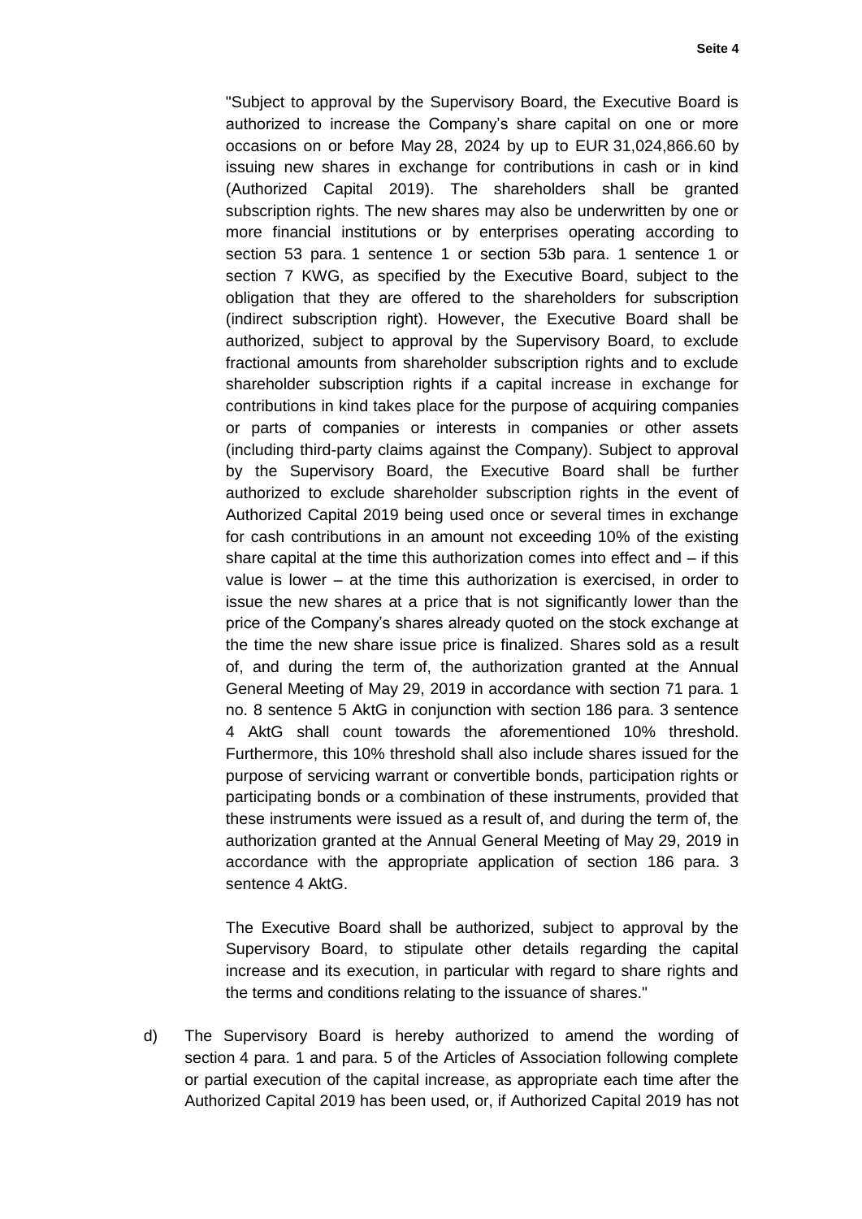"Subject to approval by the Supervisory Board, the Executive Board is authorized to increase the Company's share capital on one or more occasions on or before May 28, 2024 by up to EUR 31,024,866.60 by issuing new shares in exchange for contributions in cash or in kind (Authorized Capital 2019). The shareholders shall be granted subscription rights. The new shares may also be underwritten by one or more financial institutions or by enterprises operating according to section 53 para. 1 sentence 1 or section 53b para. 1 sentence 1 or section 7 KWG, as specified by the Executive Board, subject to the obligation that they are offered to the shareholders for subscription (indirect subscription right). However, the Executive Board shall be authorized, subject to approval by the Supervisory Board, to exclude fractional amounts from shareholder subscription rights and to exclude shareholder subscription rights if a capital increase in exchange for contributions in kind takes place for the purpose of acquiring companies or parts of companies or interests in companies or other assets (including third-party claims against the Company). Subject to approval by the Supervisory Board, the Executive Board shall be further authorized to exclude shareholder subscription rights in the event of Authorized Capital 2019 being used once or several times in exchange for cash contributions in an amount not exceeding 10% of the existing share capital at the time this authorization comes into effect and – if this value is lower – at the time this authorization is exercised, in order to issue the new shares at a price that is not significantly lower than the price of the Company's shares already quoted on the stock exchange at the time the new share issue price is finalized. Shares sold as a result of, and during the term of, the authorization granted at the Annual General Meeting of May 29, 2019 in accordance with section 71 para. 1 no. 8 sentence 5 AktG in conjunction with section 186 para. 3 sentence 4 AktG shall count towards the aforementioned 10% threshold. Furthermore, this 10% threshold shall also include shares issued for the purpose of servicing warrant or convertible bonds, participation rights or participating bonds or a combination of these instruments, provided that these instruments were issued as a result of, and during the term of, the authorization granted at the Annual General Meeting of May 29, 2019 in accordance with the appropriate application of section 186 para. 3 sentence 4 AktG.

The Executive Board shall be authorized, subject to approval by the Supervisory Board, to stipulate other details regarding the capital increase and its execution, in particular with regard to share rights and the terms and conditions relating to the issuance of shares."

d) The Supervisory Board is hereby authorized to amend the wording of section 4 para. 1 and para. 5 of the Articles of Association following complete or partial execution of the capital increase, as appropriate each time after the Authorized Capital 2019 has been used, or, if Authorized Capital 2019 has not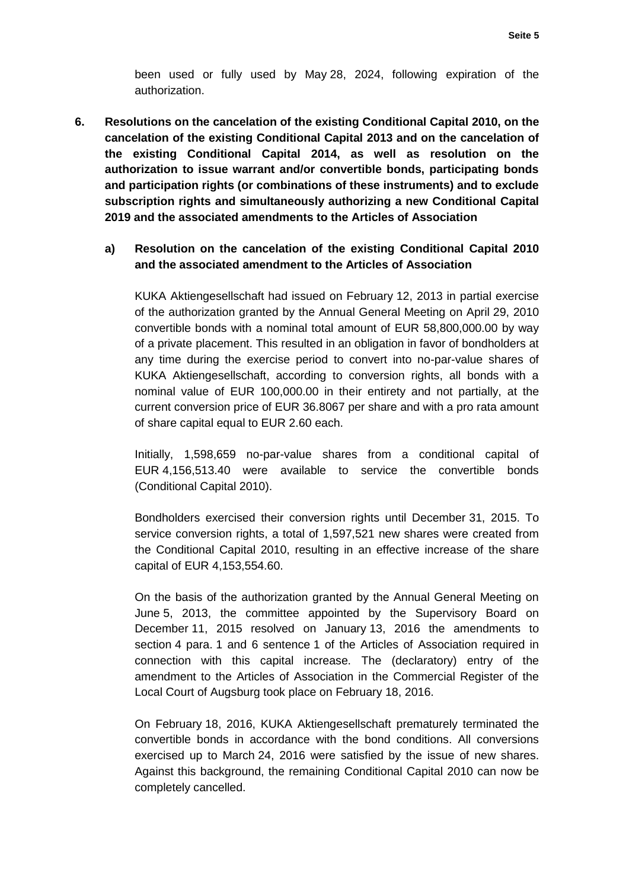been used or fully used by May 28, 2024, following expiration of the authorization.

**6. Resolutions on the cancelation of the existing Conditional Capital 2010, on the cancelation of the existing Conditional Capital 2013 and on the cancelation of the existing Conditional Capital 2014, as well as resolution on the authorization to issue warrant and/or convertible bonds, participating bonds and participation rights (or combinations of these instruments) and to exclude subscription rights and simultaneously authorizing a new Conditional Capital 2019 and the associated amendments to the Articles of Association**

**a) Resolution on the cancelation of the existing Conditional Capital 2010 and the associated amendment to the Articles of Association**

KUKA Aktiengesellschaft had issued on February 12, 2013 in partial exercise of the authorization granted by the Annual General Meeting on April 29, 2010 convertible bonds with a nominal total amount of EUR 58,800,000.00 by way of a private placement. This resulted in an obligation in favor of bondholders at any time during the exercise period to convert into no-par-value shares of KUKA Aktiengesellschaft, according to conversion rights, all bonds with a nominal value of EUR 100,000.00 in their entirety and not partially, at the current conversion price of EUR 36.8067 per share and with a pro rata amount of share capital equal to EUR 2.60 each.

Initially, 1,598,659 no-par-value shares from a conditional capital of EUR 4,156,513.40 were available to service the convertible bonds (Conditional Capital 2010).

Bondholders exercised their conversion rights until December 31, 2015. To service conversion rights, a total of 1,597,521 new shares were created from the Conditional Capital 2010, resulting in an effective increase of the share capital of EUR 4,153,554.60.

On the basis of the authorization granted by the Annual General Meeting on June 5, 2013, the committee appointed by the Supervisory Board on December 11, 2015 resolved on January 13, 2016 the amendments to section 4 para. 1 and 6 sentence 1 of the Articles of Association required in connection with this capital increase. The (declaratory) entry of the amendment to the Articles of Association in the Commercial Register of the Local Court of Augsburg took place on February 18, 2016.

On February 18, 2016, KUKA Aktiengesellschaft prematurely terminated the convertible bonds in accordance with the bond conditions. All conversions exercised up to March 24, 2016 were satisfied by the issue of new shares. Against this background, the remaining Conditional Capital 2010 can now be completely cancelled.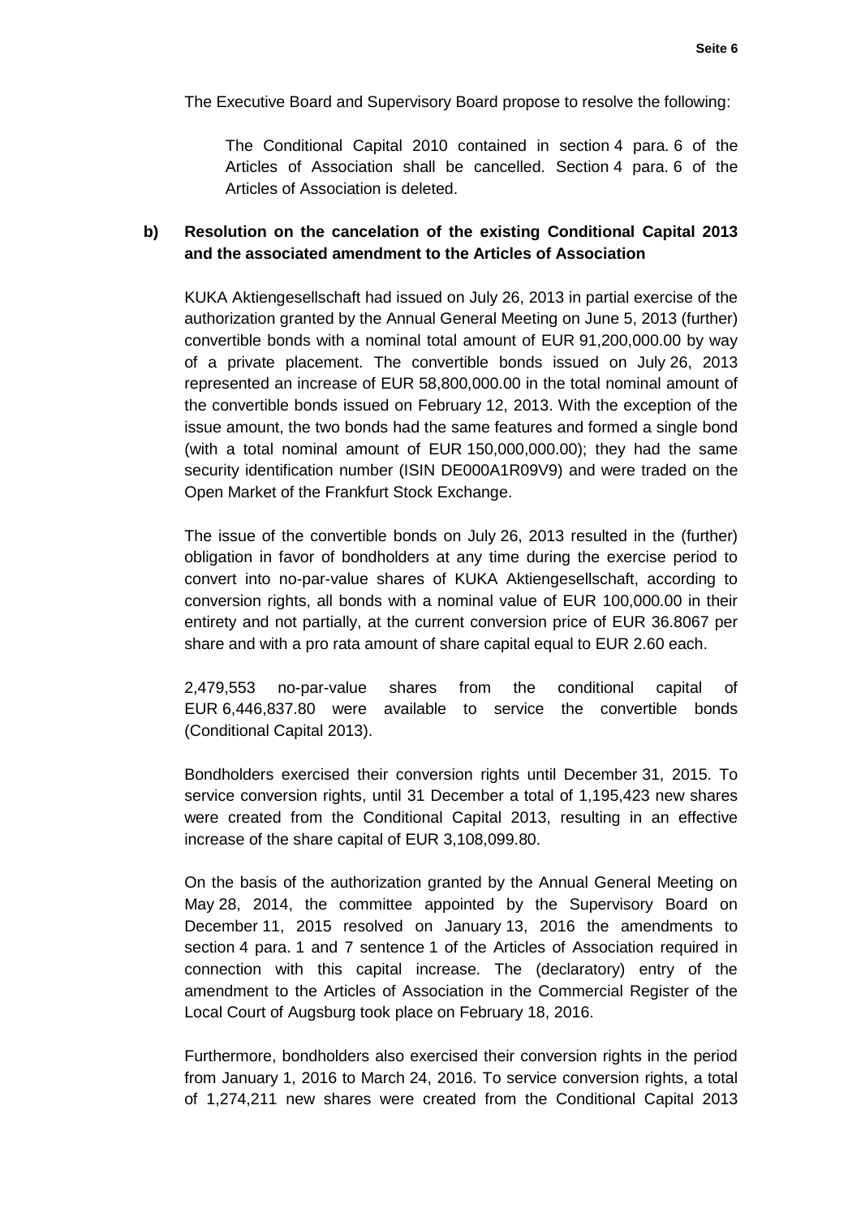The Executive Board and Supervisory Board propose to resolve the following:

> The Conditional Capital 2010 contained in section 4 para. 6 of the Articles of Association shall be cancelled. Section 4 para. 6 of the Articles of Association is deleted.

**b) Resolution on the cancelation of the existing Conditional Capital 2013 and the associated amendment to the Articles of Association**

KUKA Aktiengesellschaft had issued on July 26, 2013 in partial exercise of the authorization granted by the Annual General Meeting on June 5, 2013 (further) convertible bonds with a nominal total amount of EUR 91,200,000.00 by way of a private placement. The convertible bonds issued on July 26, 2013 represented an increase of EUR 58,800,000.00 in the total nominal amount of the convertible bonds issued on February 12, 2013. With the exception of the issue amount, the two bonds had the same features and formed a single bond (with a total nominal amount of EUR 150,000,000.00); they had the same security identification number (ISIN DE000A1R09V9) and were traded on the Open Market of the Frankfurt Stock Exchange.

The issue of the convertible bonds on July 26, 2013 resulted in the (further) obligation in favor of bondholders at any time during the exercise period to convert into no-par-value shares of KUKA Aktiengesellschaft, according to conversion rights, all bonds with a nominal value of EUR 100,000.00 in their entirety and not partially, at the current conversion price of EUR 36.8067 per share and with a pro rata amount of share capital equal to EUR 2.60 each.

2,479,553 no-par-value shares from the conditional capital of EUR 6,446,837.80 were available to service the convertible bonds (Conditional Capital 2013).

Bondholders exercised their conversion rights until December 31, 2015. To service conversion rights, until 31 December a total of 1,195,423 new shares were created from the Conditional Capital 2013, resulting in an effective increase of the share capital of EUR 3,108,099.80.

On the basis of the authorization granted by the Annual General Meeting on May 28, 2014, the committee appointed by the Supervisory Board on December 11, 2015 resolved on January 13, 2016 the amendments to section 4 para. 1 and 7 sentence 1 of the Articles of Association required in connection with this capital increase. The (declaratory) entry of the amendment to the Articles of Association in the Commercial Register of the Local Court of Augsburg took place on February 18, 2016.

Furthermore, bondholders also exercised their conversion rights in the period from January 1, 2016 to March 24, 2016. To service conversion rights, a total of 1,274,211 new shares were created from the Conditional Capital 2013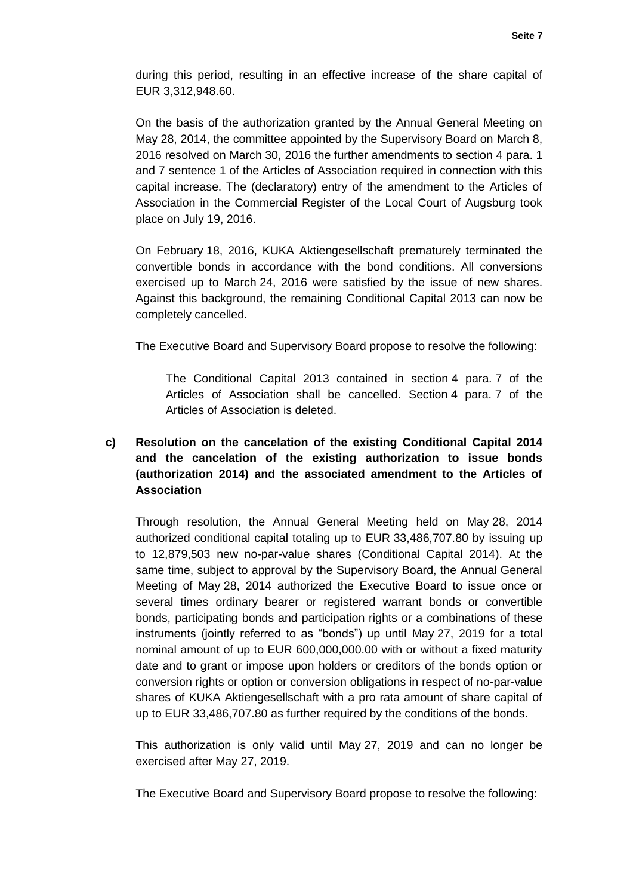during this period, resulting in an effective increase of the share capital of EUR 3,312,948.60.

On the basis of the authorization granted by the Annual General Meeting on May 28, 2014, the committee appointed by the Supervisory Board on March 8, 2016 resolved on March 30, 2016 the further amendments to section 4 para. 1 and 7 sentence 1 of the Articles of Association required in connection with this capital increase. The (declaratory) entry of the amendment to the Articles of Association in the Commercial Register of the Local Court of Augsburg took place on July 19, 2016.

On February 18, 2016, KUKA Aktiengesellschaft prematurely terminated the convertible bonds in accordance with the bond conditions. All conversions exercised up to March 24, 2016 were satisfied by the issue of new shares. Against this background, the remaining Conditional Capital 2013 can now be completely cancelled.

The Executive Board and Supervisory Board propose to resolve the following:

> The Conditional Capital 2013 contained in section 4 para. 7 of the Articles of Association shall be cancelled. Section 4 para. 7 of the Articles of Association is deleted.

**c) Resolution on the cancelation of the existing Conditional Capital 2014 and the cancelation of the existing authorization to issue bonds (authorization 2014) and the associated amendment to the Articles of Association**

Through resolution, the Annual General Meeting held on May 28, 2014 authorized conditional capital totaling up to EUR 33,486,707.80 by issuing up to 12,879,503 new no-par-value shares (Conditional Capital 2014). At the same time, subject to approval by the Supervisory Board, the Annual General Meeting of May 28, 2014 authorized the Executive Board to issue once or several times ordinary bearer or registered warrant bonds or convertible bonds, participating bonds and participation rights or a combinations of these instruments (jointly referred to as "bonds") up until May 27, 2019 for a total nominal amount of up to EUR 600,000,000.00 with or without a fixed maturity date and to grant or impose upon holders or creditors of the bonds option or conversion rights or option or conversion obligations in respect of no-par-value shares of KUKA Aktiengesellschaft with a pro rata amount of share capital of up to EUR 33,486,707.80 as further required by the conditions of the bonds.

This authorization is only valid until May 27, 2019 and can no longer be exercised after May 27, 2019.

The Executive Board and Supervisory Board propose to resolve the following: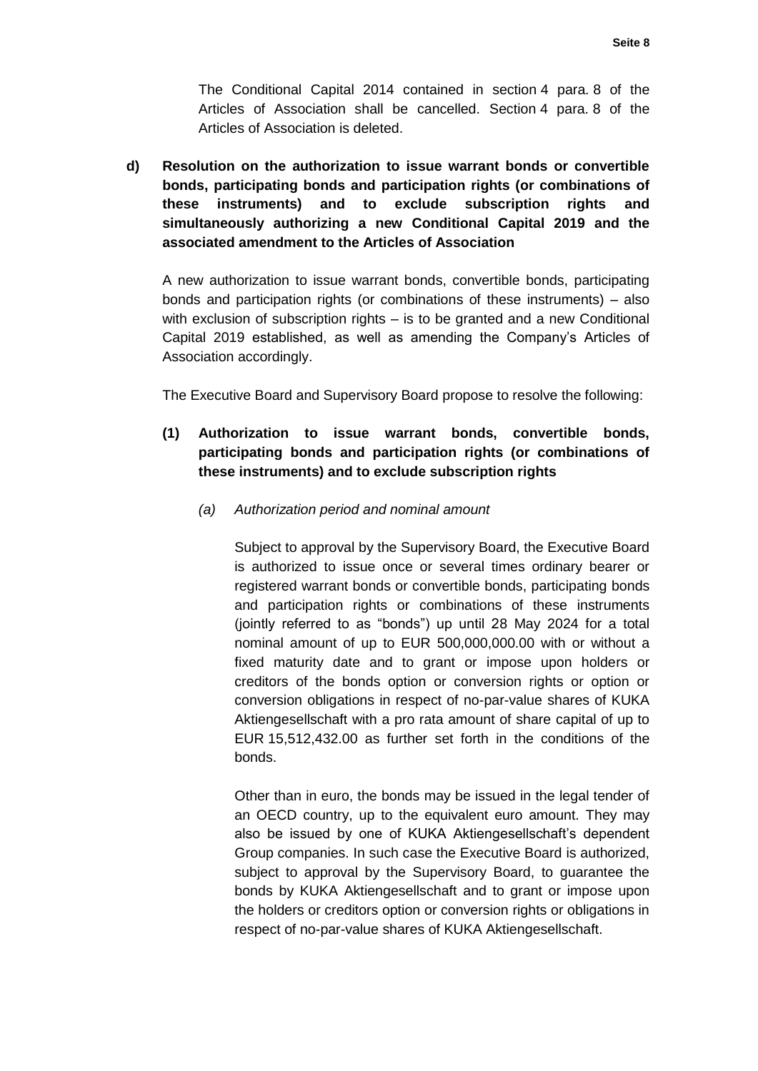The Conditional Capital 2014 contained in section 4 para. 8 of the Articles of Association shall be cancelled. Section 4 para. 8 of the Articles of Association is deleted.

**d) Resolution on the authorization to issue warrant bonds or convertible bonds, participating bonds and participation rights (or combinations of these instruments) and to exclude subscription rights and simultaneously authorizing a new Conditional Capital 2019 and the associated amendment to the Articles of Association**

A new authorization to issue warrant bonds, convertible bonds, participating bonds and participation rights (or combinations of these instruments) – also with exclusion of subscription rights – is to be granted and a new Conditional Capital 2019 established, as well as amending the Company's Articles of Association accordingly.

The Executive Board and Supervisory Board propose to resolve the following:

**(1) Authorization to issue warrant bonds, convertible bonds, participating bonds and participation rights (or combinations of these instruments) and to exclude subscription rights**

*(a) Authorization period and nominal amount*

Subject to approval by the Supervisory Board, the Executive Board is authorized to issue once or several times ordinary bearer or registered warrant bonds or convertible bonds, participating bonds and participation rights or combinations of these instruments (jointly referred to as "bonds") up until 28 May 2024 for a total nominal amount of up to EUR 500,000,000.00 with or without a fixed maturity date and to grant or impose upon holders or creditors of the bonds option or conversion rights or option or conversion obligations in respect of no-par-value shares of KUKA Aktiengesellschaft with a pro rata amount of share capital of up to EUR 15,512,432.00 as further set forth in the conditions of the bonds.

Other than in euro, the bonds may be issued in the legal tender of an OECD country, up to the equivalent euro amount. They may also be issued by one of KUKA Aktiengesellschaft's dependent Group companies. In such case the Executive Board is authorized, subject to approval by the Supervisory Board, to guarantee the bonds by KUKA Aktiengesellschaft and to grant or impose upon the holders or creditors option or conversion rights or obligations in respect of no-par-value shares of KUKA Aktiengesellschaft.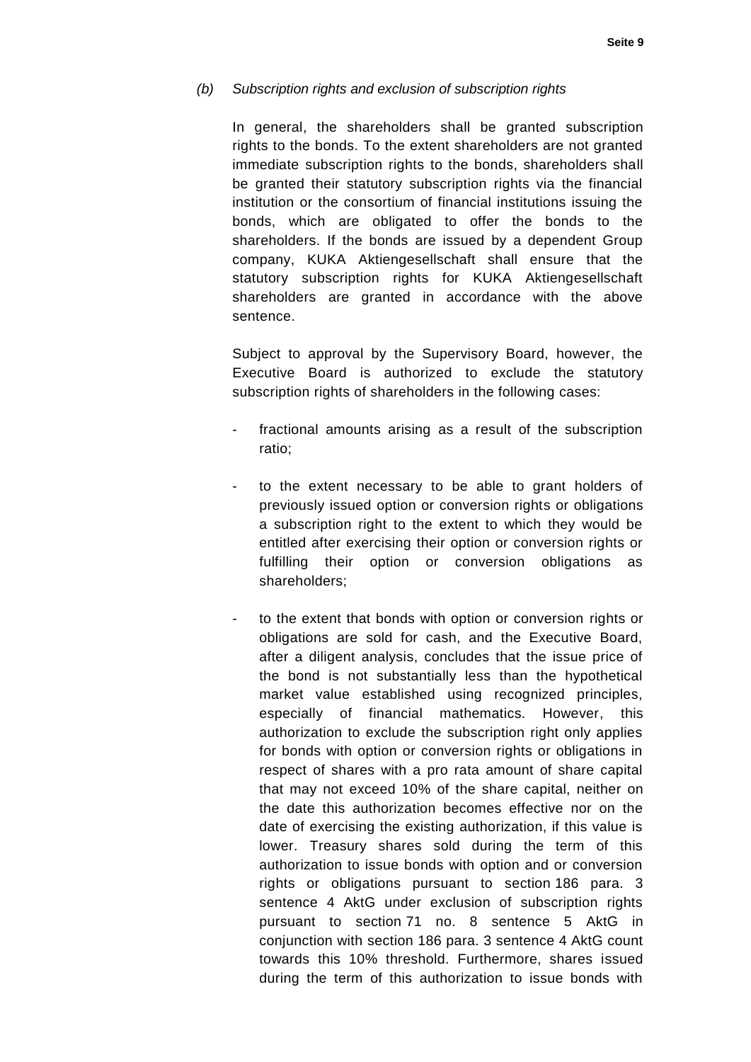*(b) Subscription rights and exclusion of subscription rights*

In general, the shareholders shall be granted subscription rights to the bonds. To the extent shareholders are not granted immediate subscription rights to the bonds, shareholders shall be granted their statutory subscription rights via the financial institution or the consortium of financial institutions issuing the bonds, which are obligated to offer the bonds to the shareholders. If the bonds are issued by a dependent Group company, KUKA Aktiengesellschaft shall ensure that the statutory subscription rights for KUKA Aktiengesellschaft shareholders are granted in accordance with the above sentence.

Subject to approval by the Supervisory Board, however, the Executive Board is authorized to exclude the statutory subscription rights of shareholders in the following cases:

- fractional amounts arising as a result of the subscription ratio;

- to the extent necessary to be able to grant holders of previously issued option or conversion rights or obligations a subscription right to the extent to which they would be entitled after exercising their option or conversion rights or fulfilling their option or conversion obligations as shareholders;

- to the extent that bonds with option or conversion rights or obligations are sold for cash, and the Executive Board, after a diligent analysis, concludes that the issue price of the bond is not substantially less than the hypothetical market value established using recognized principles, especially of financial mathematics. However, this authorization to exclude the subscription right only applies for bonds with option or conversion rights or obligations in respect of shares with a pro rata amount of share capital that may not exceed 10% of the share capital, neither on the date this authorization becomes effective nor on the date of exercising the existing authorization, if this value is lower. Treasury shares sold during the term of this authorization to issue bonds with option and or conversion rights or obligations pursuant to section 186 para. 3 sentence 4 AktG under exclusion of subscription rights pursuant to section 71 no. 8 sentence 5 AktG in conjunction with section 186 para. 3 sentence 4 AktG count towards this 10% threshold. Furthermore, shares issued during the term of this authorization to issue bonds with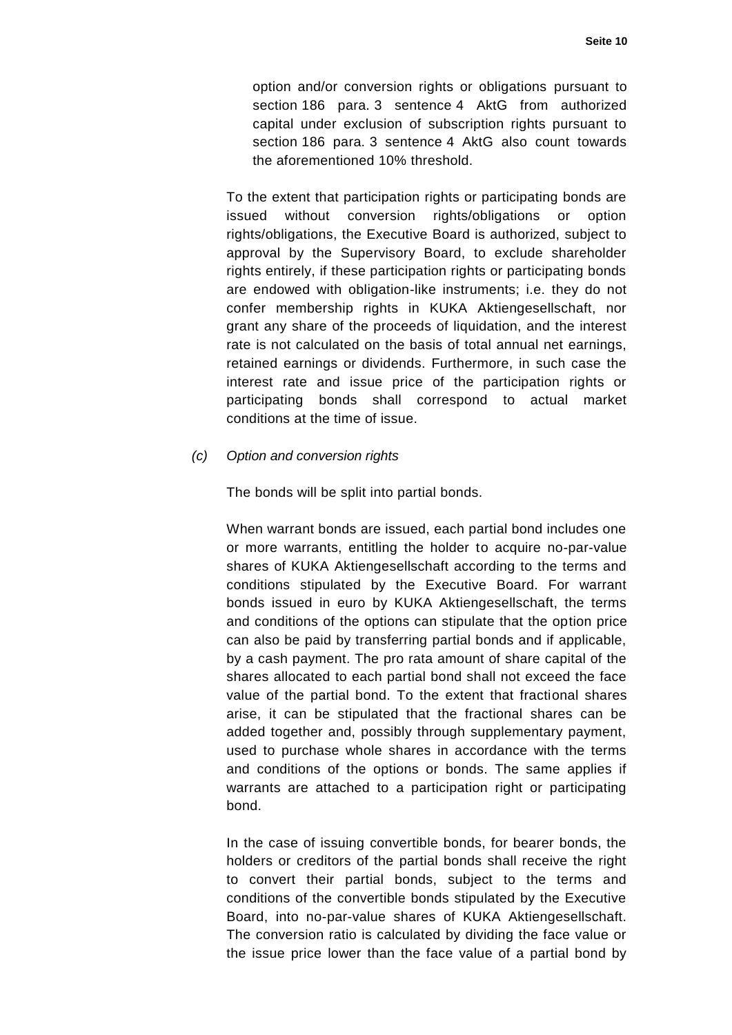option and/or conversion rights or obligations pursuant to section 186 para. 3 sentence 4 AktG from authorized capital under exclusion of subscription rights pursuant to section 186 para. 3 sentence 4 AktG also count towards the aforementioned 10% threshold.

To the extent that participation rights or participating bonds are issued without conversion rights/obligations or option rights/obligations, the Executive Board is authorized, subject to approval by the Supervisory Board, to exclude shareholder rights entirely, if these participation rights or participating bonds are endowed with obligation-like instruments; i.e. they do not confer membership rights in KUKA Aktiengesellschaft, nor grant any share of the proceeds of liquidation, and the interest rate is not calculated on the basis of total annual net earnings, retained earnings or dividends. Furthermore, in such case the interest rate and issue price of the participation rights or participating bonds shall correspond to actual market conditions at the time of issue.

*(c) Option and conversion rights*

The bonds will be split into partial bonds.

When warrant bonds are issued, each partial bond includes one or more warrants, entitling the holder to acquire no-par-value shares of KUKA Aktiengesellschaft according to the terms and conditions stipulated by the Executive Board. For warrant bonds issued in euro by KUKA Aktiengesellschaft, the terms and conditions of the options can stipulate that the option price can also be paid by transferring partial bonds and if applicable, by a cash payment. The pro rata amount of share capital of the shares allocated to each partial bond shall not exceed the face value of the partial bond. To the extent that fractional shares arise, it can be stipulated that the fractional shares can be added together and, possibly through supplementary payment, used to purchase whole shares in accordance with the terms and conditions of the options or bonds. The same applies if warrants are attached to a participation right or participating bond.

In the case of issuing convertible bonds, for bearer bonds, the holders or creditors of the partial bonds shall receive the right to convert their partial bonds, subject to the terms and conditions of the convertible bonds stipulated by the Executive Board, into no-par-value shares of KUKA Aktiengesellschaft. The conversion ratio is calculated by dividing the face value or the issue price lower than the face value of a partial bond by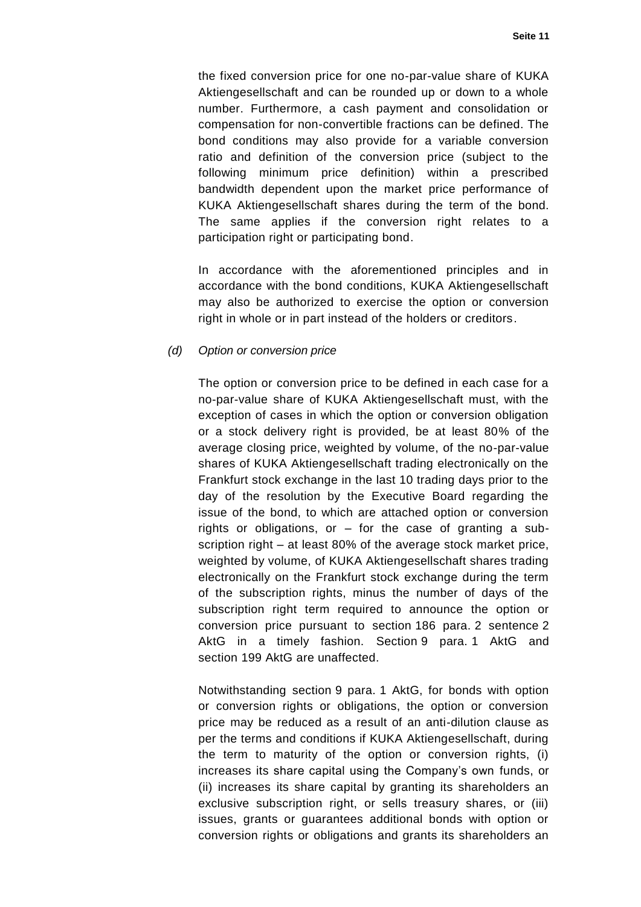the fixed conversion price for one no-par-value share of KUKA Aktiengesellschaft and can be rounded up or down to a whole number. Furthermore, a cash payment and consolidation or compensation for non-convertible fractions can be defined. The bond conditions may also provide for a variable conversion ratio and definition of the conversion price (subject to the following minimum price definition) within a prescribed bandwidth dependent upon the market price performance of KUKA Aktiengesellschaft shares during the term of the bond. The same applies if the conversion right relates to a participation right or participating bond.

In accordance with the aforementioned principles and in accordance with the bond conditions, KUKA Aktiengesellschaft may also be authorized to exercise the option or conversion right in whole or in part instead of the holders or creditors.

(d) *Option or conversion price*

The option or conversion price to be defined in each case for a no-par-value share of KUKA Aktiengesellschaft must, with the exception of cases in which the option or conversion obligation or a stock delivery right is provided, be at least 80% of the average closing price, weighted by volume, of the no-par-value shares of KUKA Aktiengesellschaft trading electronically on the Frankfurt stock exchange in the last 10 trading days prior to the day of the resolution by the Executive Board regarding the issue of the bond, to which are attached option or conversion rights or obligations, or – for the case of granting a subscription right – at least 80% of the average stock market price, weighted by volume, of KUKA Aktiengesellschaft shares trading electronically on the Frankfurt stock exchange during the term of the subscription rights, minus the number of days of the subscription right term required to announce the option or conversion price pursuant to section 186 para. 2 sentence 2 AktG in a timely fashion. Section 9 para. 1 AktG and section 199 AktG are unaffected.

Notwithstanding section 9 para. 1 AktG, for bonds with option or conversion rights or obligations, the option or conversion price may be reduced as a result of an anti-dilution clause as per the terms and conditions if KUKA Aktiengesellschaft, during the term to maturity of the option or conversion rights, (i) increases its share capital using the Company's own funds, or (ii) increases its share capital by granting its shareholders an exclusive subscription right, or sells treasury shares, or (iii) issues, grants or guarantees additional bonds with option or conversion rights or obligations and grants its shareholders an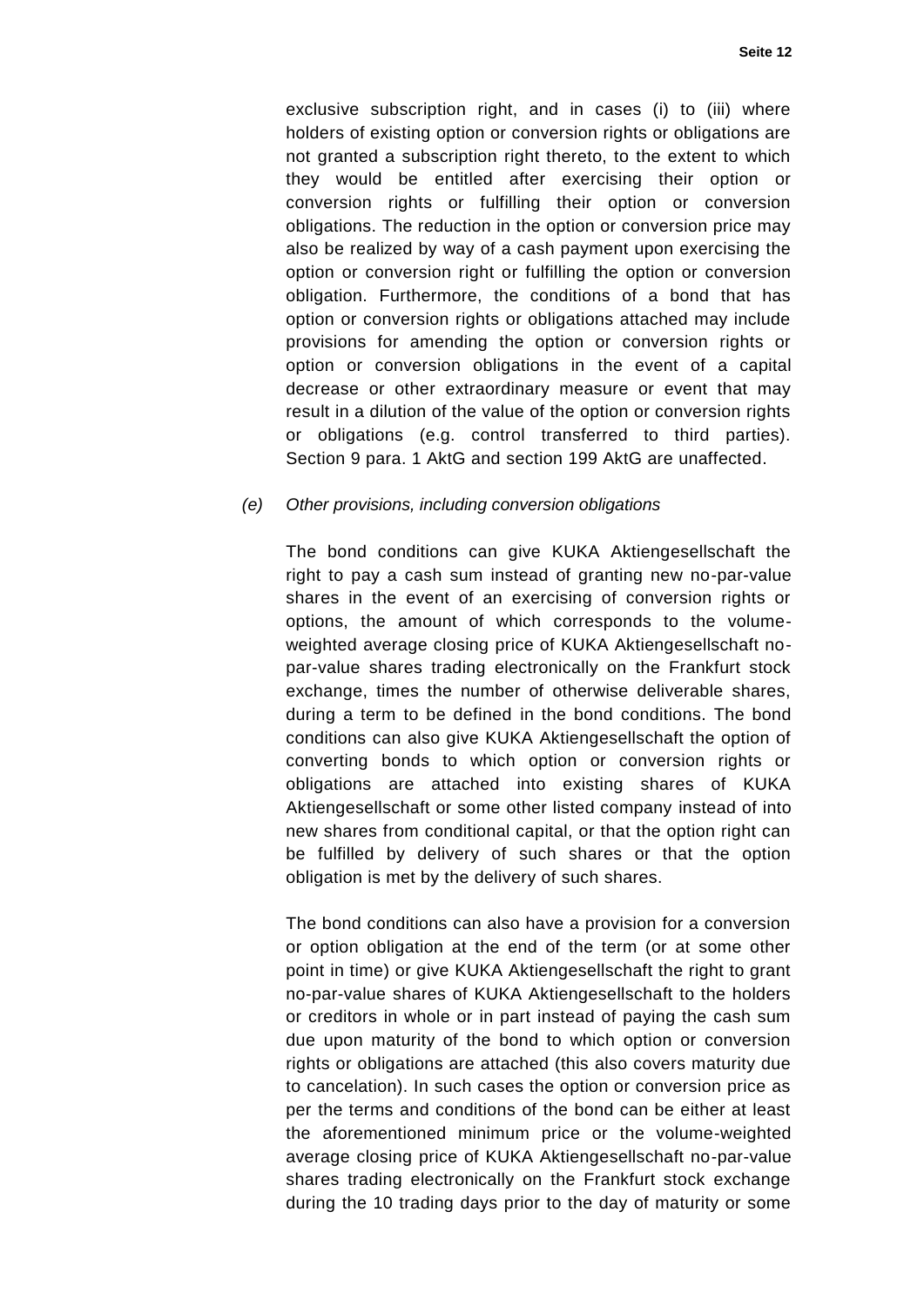exclusive subscription right, and in cases (i) to (iii) where holders of existing option or conversion rights or obligations are not granted a subscription right thereto, to the extent to which they would be entitled after exercising their option or conversion rights or fulfilling their option or conversion obligations. The reduction in the option or conversion price may also be realized by way of a cash payment upon exercising the option or conversion right or fulfilling the option or conversion obligation. Furthermore, the conditions of a bond that has option or conversion rights or obligations attached may include provisions for amending the option or conversion rights or option or conversion obligations in the event of a capital decrease or other extraordinary measure or event that may result in a dilution of the value of the option or conversion rights or obligations (e.g. control transferred to third parties). Section 9 para. 1 AktG and section 199 AktG are unaffected.

(e) *Other provisions, including conversion obligations*

The bond conditions can give KUKA Aktiengesellschaft the right to pay a cash sum instead of granting new no-par-value shares in the event of an exercising of conversion rights or options, the amount of which corresponds to the volume-weighted average closing price of KUKA Aktiengesellschaft no-par-value shares trading electronically on the Frankfurt stock exchange, times the number of otherwise deliverable shares, during a term to be defined in the bond conditions. The bond conditions can also give KUKA Aktiengesellschaft the option of converting bonds to which option or conversion rights or obligations are attached into existing shares of KUKA Aktiengesellschaft or some other listed company instead of into new shares from conditional capital, or that the option right can be fulfilled by delivery of such shares or that the option obligation is met by the delivery of such shares.

The bond conditions can also have a provision for a conversion or option obligation at the end of the term (or at some other point in time) or give KUKA Aktiengesellschaft the right to grant no-par-value shares of KUKA Aktiengesellschaft to the holders or creditors in whole or in part instead of paying the cash sum due upon maturity of the bond to which option or conversion rights or obligations are attached (this also covers maturity due to cancelation). In such cases the option or conversion price as per the terms and conditions of the bond can be either at least the aforementioned minimum price or the volume-weighted average closing price of KUKA Aktiengesellschaft no-par-value shares trading electronically on the Frankfurt stock exchange during the 10 trading days prior to the day of maturity or some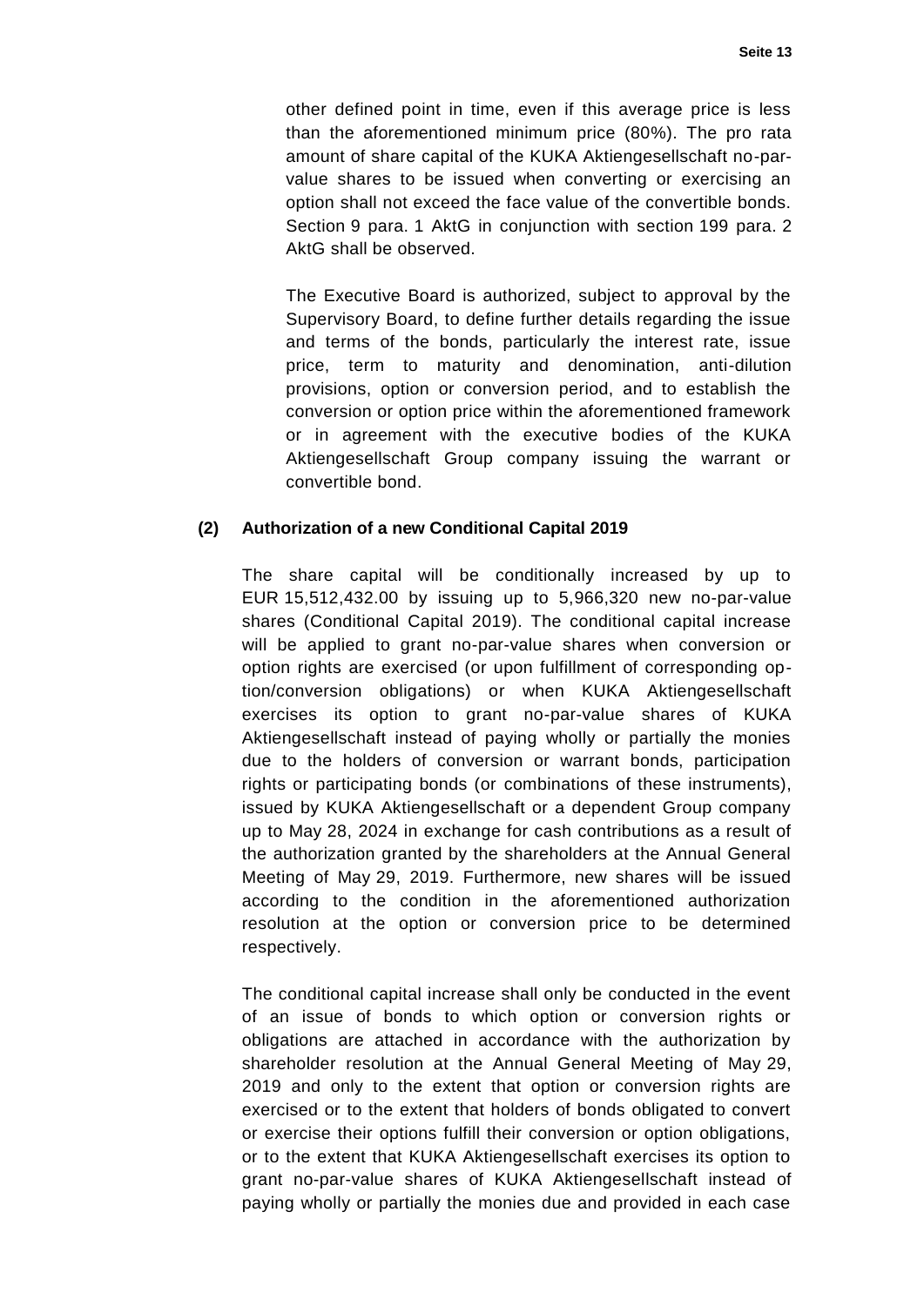other defined point in time, even if this average price is less than the aforementioned minimum price (80%). The pro rata amount of share capital of the KUKA Aktiengesellschaft no-par-value shares to be issued when converting or exercising an option shall not exceed the face value of the convertible bonds. Section 9 para. 1 AktG in conjunction with section 199 para. 2 AktG shall be observed.

The Executive Board is authorized, subject to approval by the Supervisory Board, to define further details regarding the issue and terms of the bonds, particularly the interest rate, issue price, term to maturity and denomination, anti-dilution provisions, option or conversion period, and to establish the conversion or option price within the aforementioned framework or in agreement with the executive bodies of the KUKA Aktiengesellschaft Group company issuing the warrant or convertible bond.

**(2) Authorization of a new Conditional Capital 2019**

The share capital will be conditionally increased by up to EUR 15,512,432.00 by issuing up to 5,966,320 new no-par-value shares (Conditional Capital 2019). The conditional capital increase will be applied to grant no-par-value shares when conversion or option rights are exercised (or upon fulfillment of corresponding option/conversion obligations) or when KUKA Aktiengesellschaft exercises its option to grant no-par-value shares of KUKA Aktiengesellschaft instead of paying wholly or partially the monies due to the holders of conversion or warrant bonds, participation rights or participating bonds (or combinations of these instruments), issued by KUKA Aktiengesellschaft or a dependent Group company up to May 28, 2024 in exchange for cash contributions as a result of the authorization granted by the shareholders at the Annual General Meeting of May 29, 2019. Furthermore, new shares will be issued according to the condition in the aforementioned authorization resolution at the option or conversion price to be determined respectively.

The conditional capital increase shall only be conducted in the event of an issue of bonds to which option or conversion rights or obligations are attached in accordance with the authorization by shareholder resolution at the Annual General Meeting of May 29, 2019 and only to the extent that option or conversion rights are exercised or to the extent that holders of bonds obligated to convert or exercise their options fulfill their conversion or option obligations, or to the extent that KUKA Aktiengesellschaft exercises its option to grant no-par-value shares of KUKA Aktiengesellschaft instead of paying wholly or partially the monies due and provided in each case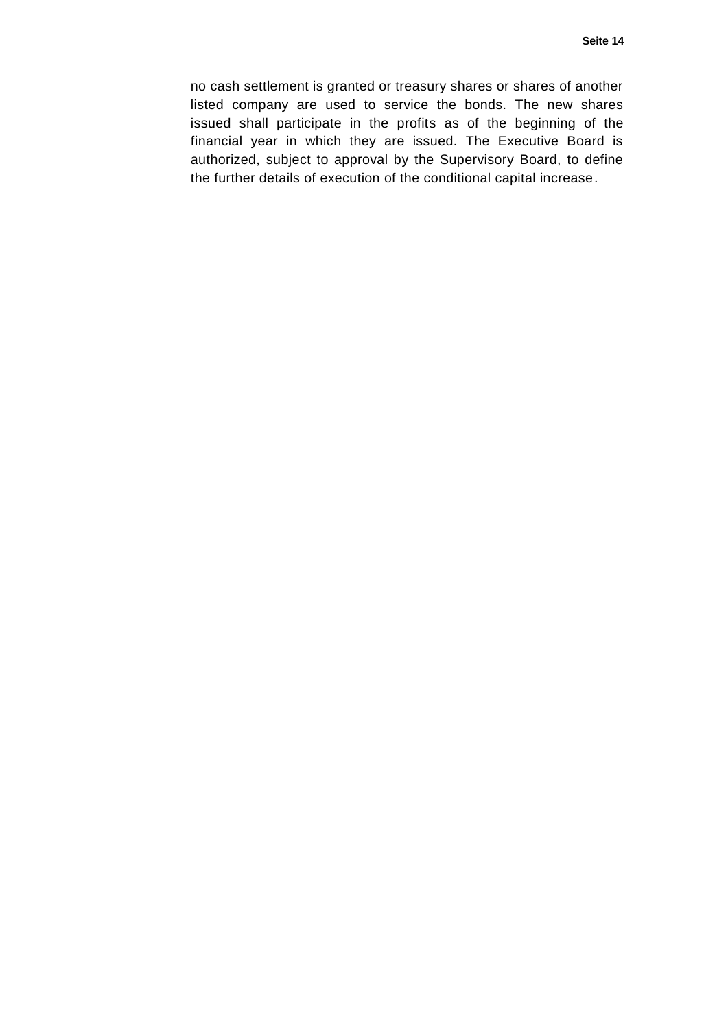no cash settlement is granted or treasury shares or shares of another listed company are used to service the bonds. The new shares issued shall participate in the profits as of the beginning of the financial year in which they are issued. The Executive Board is authorized, subject to approval by the Supervisory Board, to define the further details of execution of the conditional capital increase.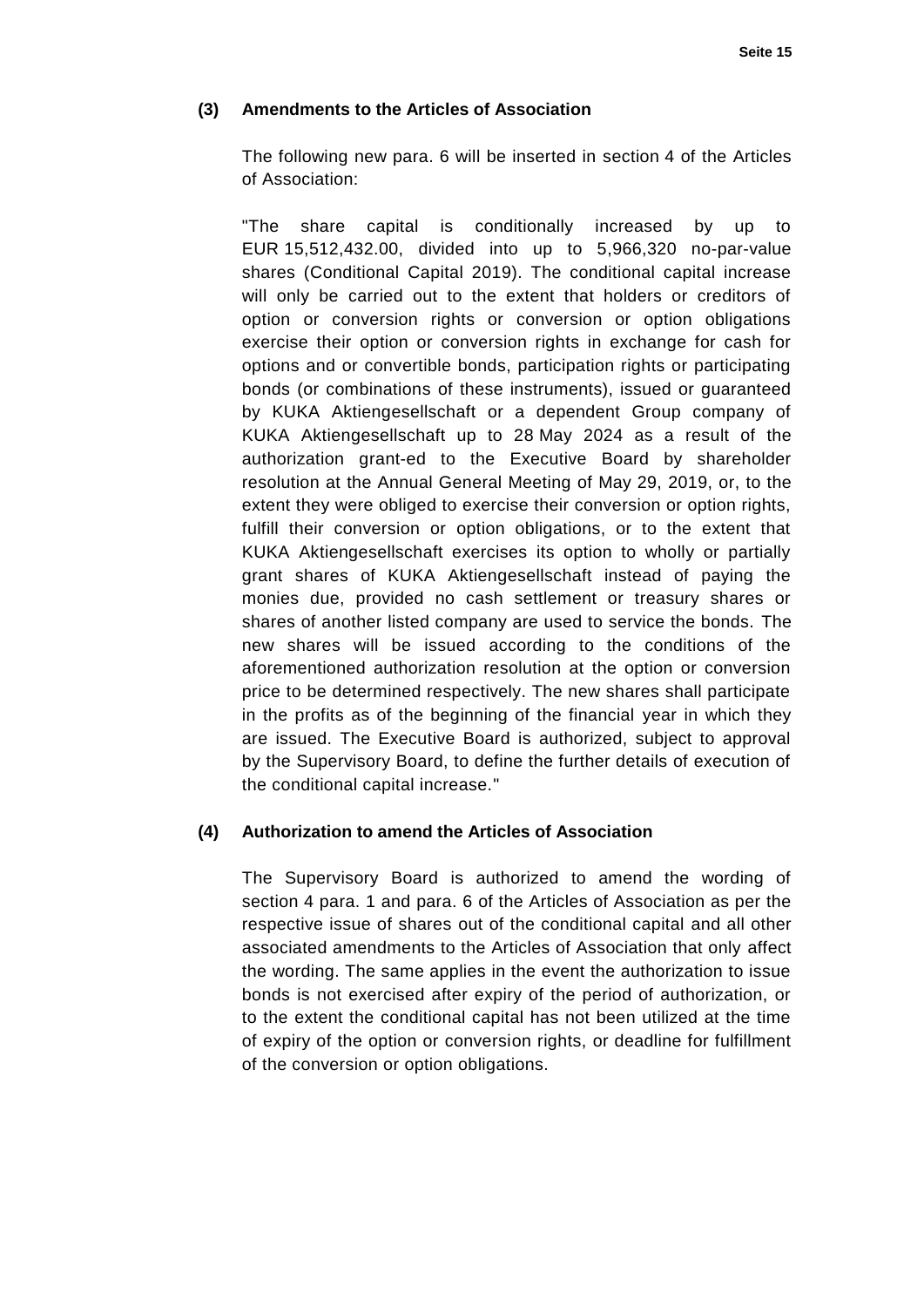**(3) Amendments to the Articles of Association**

The following new para. 6 will be inserted in section 4 of the Articles of Association:

"The share capital is conditionally increased by up to EUR 15,512,432.00, divided into up to 5,966,320 no-par-value shares (Conditional Capital 2019). The conditional capital increase will only be carried out to the extent that holders or creditors of option or conversion rights or conversion or option obligations exercise their option or conversion rights in exchange for cash for options and or convertible bonds, participation rights or participating bonds (or combinations of these instruments), issued or guaranteed by KUKA Aktiengesellschaft or a dependent Group company of KUKA Aktiengesellschaft up to 28 May 2024 as a result of the authorization grant-ed to the Executive Board by shareholder resolution at the Annual General Meeting of May 29, 2019, or, to the extent they were obliged to exercise their conversion or option rights, fulfill their conversion or option obligations, or to the extent that KUKA Aktiengesellschaft exercises its option to wholly or partially grant shares of KUKA Aktiengesellschaft instead of paying the monies due, provided no cash settlement or treasury shares or shares of another listed company are used to service the bonds. The new shares will be issued according to the conditions of the aforementioned authorization resolution at the option or conversion price to be determined respectively. The new shares shall participate in the profits as of the beginning of the financial year in which they are issued. The Executive Board is authorized, subject to approval by the Supervisory Board, to define the further details of execution of the conditional capital increase."

**(4) Authorization to amend the Articles of Association**

The Supervisory Board is authorized to amend the wording of section 4 para. 1 and para. 6 of the Articles of Association as per the respective issue of shares out of the conditional capital and all other associated amendments to the Articles of Association that only affect the wording. The same applies in the event the authorization to issue bonds is not exercised after expiry of the period of authorization, or to the extent the conditional capital has not been utilized at the time of expiry of the option or conversion rights, or deadline for fulfillment of the conversion or option obligations.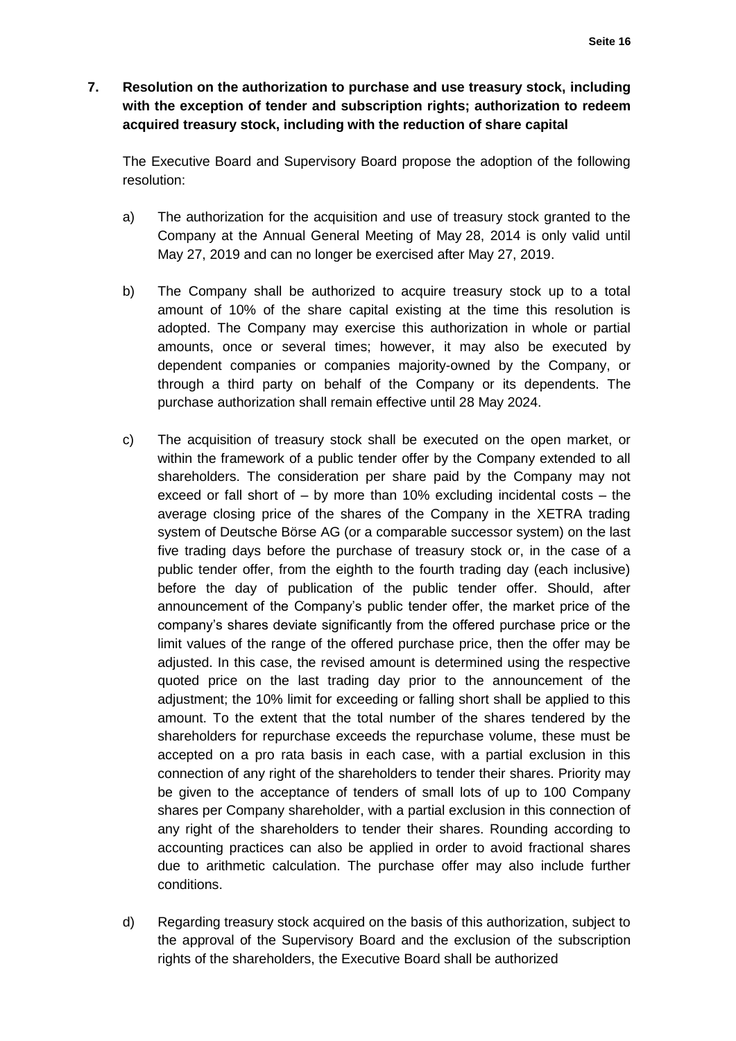**7. Resolution on the authorization to purchase and use treasury stock, including with the exception of tender and subscription rights; authorization to redeem acquired treasury stock, including with the reduction of share capital**

The Executive Board and Supervisory Board propose the adoption of the following resolution:

a) The authorization for the acquisition and use of treasury stock granted to the Company at the Annual General Meeting of May 28, 2014 is only valid until May 27, 2019 and can no longer be exercised after May 27, 2019.

b) The Company shall be authorized to acquire treasury stock up to a total amount of 10% of the share capital existing at the time this resolution is adopted. The Company may exercise this authorization in whole or partial amounts, once or several times; however, it may also be executed by dependent companies or companies majority-owned by the Company, or through a third party on behalf of the Company or its dependents. The purchase authorization shall remain effective until 28 May 2024.

c) The acquisition of treasury stock shall be executed on the open market, or within the framework of a public tender offer by the Company extended to all shareholders. The consideration per share paid by the Company may not exceed or fall short of – by more than 10% excluding incidental costs – the average closing price of the shares of the Company in the XETRA trading system of Deutsche Börse AG (or a comparable successor system) on the last five trading days before the purchase of treasury stock or, in the case of a public tender offer, from the eighth to the fourth trading day (each inclusive) before the day of publication of the public tender offer. Should, after announcement of the Company's public tender offer, the market price of the company's shares deviate significantly from the offered purchase price or the limit values of the range of the offered purchase price, then the offer may be adjusted. In this case, the revised amount is determined using the respective quoted price on the last trading day prior to the announcement of the adjustment; the 10% limit for exceeding or falling short shall be applied to this amount. To the extent that the total number of the shares tendered by the shareholders for repurchase exceeds the repurchase volume, these must be accepted on a pro rata basis in each case, with a partial exclusion in this connection of any right of the shareholders to tender their shares. Priority may be given to the acceptance of tenders of small lots of up to 100 Company shares per Company shareholder, with a partial exclusion in this connection of any right of the shareholders to tender their shares. Rounding according to accounting practices can also be applied in order to avoid fractional shares due to arithmetic calculation. The purchase offer may also include further conditions.

d) Regarding treasury stock acquired on the basis of this authorization, subject to the approval of the Supervisory Board and the exclusion of the subscription rights of the shareholders, the Executive Board shall be authorized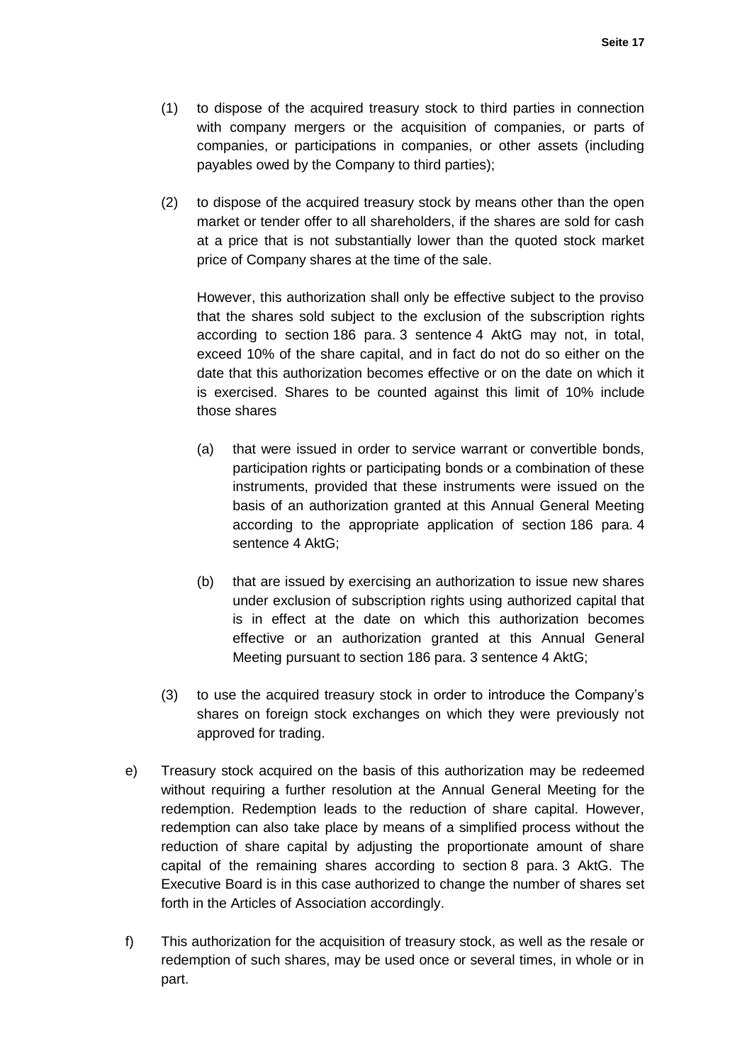(1) to dispose of the acquired treasury stock to third parties in connection with company mergers or the acquisition of companies, or parts of companies, or participations in companies, or other assets (including payables owed by the Company to third parties);

(2) to dispose of the acquired treasury stock by means other than the open market or tender offer to all shareholders, if the shares are sold for cash at a price that is not substantially lower than the quoted stock market price of Company shares at the time of the sale.

    However, this authorization shall only be effective subject to the proviso that the shares sold subject to the exclusion of the subscription rights according to section 186 para. 3 sentence 4 AktG may not, in total, exceed 10% of the share capital, and in fact do not do so either on the date that this authorization becomes effective or on the date on which it is exercised. Shares to be counted against this limit of 10% include those shares

    (a) that were issued in order to service warrant or convertible bonds, participation rights or participating bonds or a combination of these instruments, provided that these instruments were issued on the basis of an authorization granted at this Annual General Meeting according to the appropriate application of section 186 para. 4 sentence 4 AktG;

    (b) that are issued by exercising an authorization to issue new shares under exclusion of subscription rights using authorized capital that is in effect at the date on which this authorization becomes effective or an authorization granted at this Annual General Meeting pursuant to section 186 para. 3 sentence 4 AktG;

(3) to use the acquired treasury stock in order to introduce the Company's shares on foreign stock exchanges on which they were previously not approved for trading.

e) Treasury stock acquired on the basis of this authorization may be redeemed without requiring a further resolution at the Annual General Meeting for the redemption. Redemption leads to the reduction of share capital. However, redemption can also take place by means of a simplified process without the reduction of share capital by adjusting the proportionate amount of share capital of the remaining shares according to section 8 para. 3 AktG. The Executive Board is in this case authorized to change the number of shares set forth in the Articles of Association accordingly.

f) This authorization for the acquisition of treasury stock, as well as the resale or redemption of such shares, may be used once or several times, in whole or in part.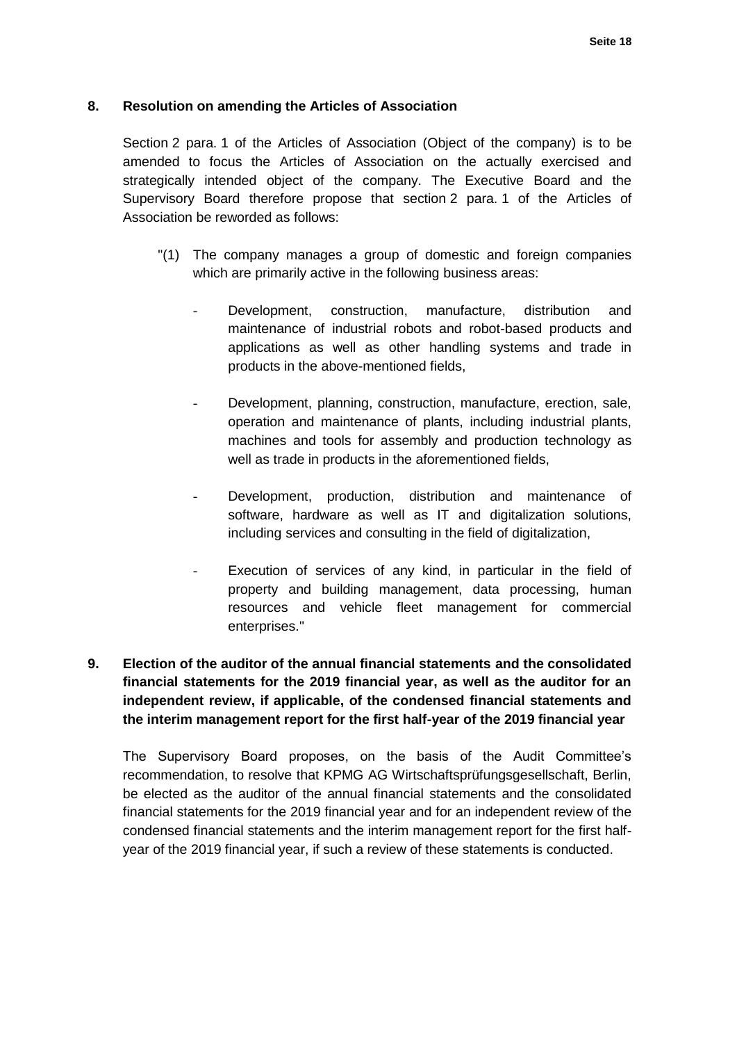## 8. Resolution on amending the Articles of Association

Section 2 para. 1 of the Articles of Association (Object of the company) is to be amended to focus the Articles of Association on the actually exercised and strategically intended object of the company. The Executive Board and the Supervisory Board therefore propose that section 2 para. 1 of the Articles of Association be reworded as follows:

"(1) The company manages a group of domestic and foreign companies which are primarily active in the following business areas:

- Development, construction, manufacture, distribution and maintenance of industrial robots and robot-based products and applications as well as other handling systems and trade in products in the above-mentioned fields,
- Development, planning, construction, manufacture, erection, sale, operation and maintenance of plants, including industrial plants, machines and tools for assembly and production technology as well as trade in products in the aforementioned fields,
- Development, production, distribution and maintenance of software, hardware as well as IT and digitalization solutions, including services and consulting in the field of digitalization,
- Execution of services of any kind, in particular in the field of property and building management, data processing, human resources and vehicle fleet management for commercial enterprises."

## 9. Election of the auditor of the annual financial statements and the consolidated financial statements for the 2019 financial year, as well as the auditor for an independent review, if applicable, of the condensed financial statements and the interim management report for the first half-year of the 2019 financial year

The Supervisory Board proposes, on the basis of the Audit Committee's recommendation, to resolve that KPMG AG Wirtschaftsprüfungsgesellschaft, Berlin, be elected as the auditor of the annual financial statements and the consolidated financial statements for the 2019 financial year and for an independent review of the condensed financial statements and the interim management report for the first half-year of the 2019 financial year, if such a review of these statements is conducted.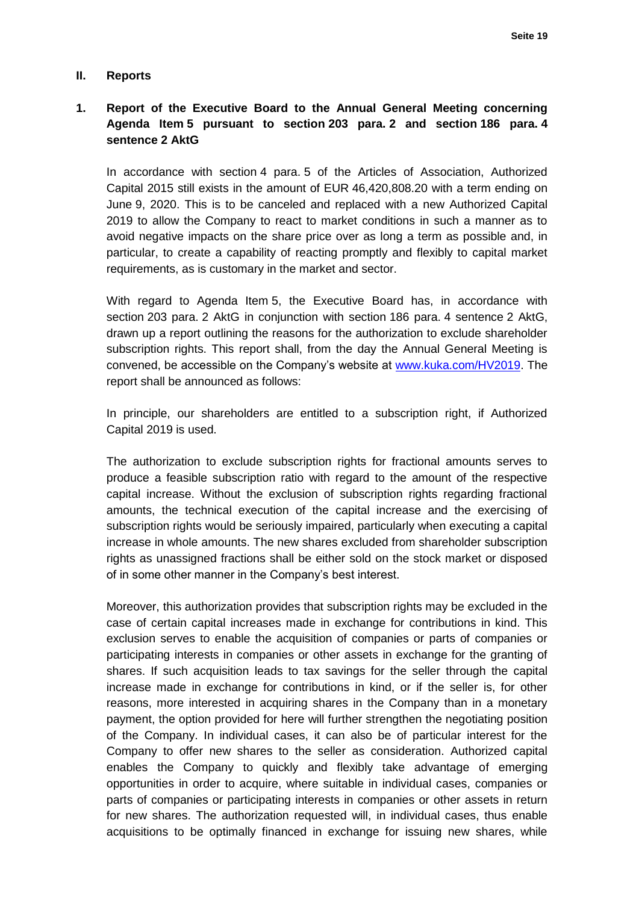## II. Reports

### 1. Report of the Executive Board to the Annual General Meeting concerning Agenda Item 5 pursuant to section 203 para. 2 and section 186 para. 4 sentence 2 AktG

In accordance with section 4 para. 5 of the Articles of Association, Authorized Capital 2015 still exists in the amount of EUR 46,420,808.20 with a term ending on June 9, 2020. This is to be canceled and replaced with a new Authorized Capital 2019 to allow the Company to react to market conditions in such a manner as to avoid negative impacts on the share price over as long a term as possible and, in particular, to create a capability of reacting promptly and flexibly to capital market requirements, as is customary in the market and sector.

With regard to Agenda Item 5, the Executive Board has, in accordance with section 203 para. 2 AktG in conjunction with section 186 para. 4 sentence 2 AktG, drawn up a report outlining the reasons for the authorization to exclude shareholder subscription rights. This report shall, from the day the Annual General Meeting is convened, be accessible on the Company's website at [www.kuka.com/HV2019](http://www.kuka.com/HV2019). The report shall be announced as follows:

In principle, our shareholders are entitled to a subscription right, if Authorized Capital 2019 is used.

The authorization to exclude subscription rights for fractional amounts serves to produce a feasible subscription ratio with regard to the amount of the respective capital increase. Without the exclusion of subscription rights regarding fractional amounts, the technical execution of the capital increase and the exercising of subscription rights would be seriously impaired, particularly when executing a capital increase in whole amounts. The new shares excluded from shareholder subscription rights as unassigned fractions shall be either sold on the stock market or disposed of in some other manner in the Company's best interest.

Moreover, this authorization provides that subscription rights may be excluded in the case of certain capital increases made in exchange for contributions in kind. This exclusion serves to enable the acquisition of companies or parts of companies or participating interests in companies or other assets in exchange for the granting of shares. If such acquisition leads to tax savings for the seller through the capital increase made in exchange for contributions in kind, or if the seller is, for other reasons, more interested in acquiring shares in the Company than in a monetary payment, the option provided for here will further strengthen the negotiating position of the Company. In individual cases, it can also be of particular interest for the Company to offer new shares to the seller as consideration. Authorized capital enables the Company to quickly and flexibly take advantage of emerging opportunities in order to acquire, where suitable in individual cases, companies or parts of companies or participating interests in companies or other assets in return for new shares. The authorization requested will, in individual cases, thus enable acquisitions to be optimally financed in exchange for issuing new shares, while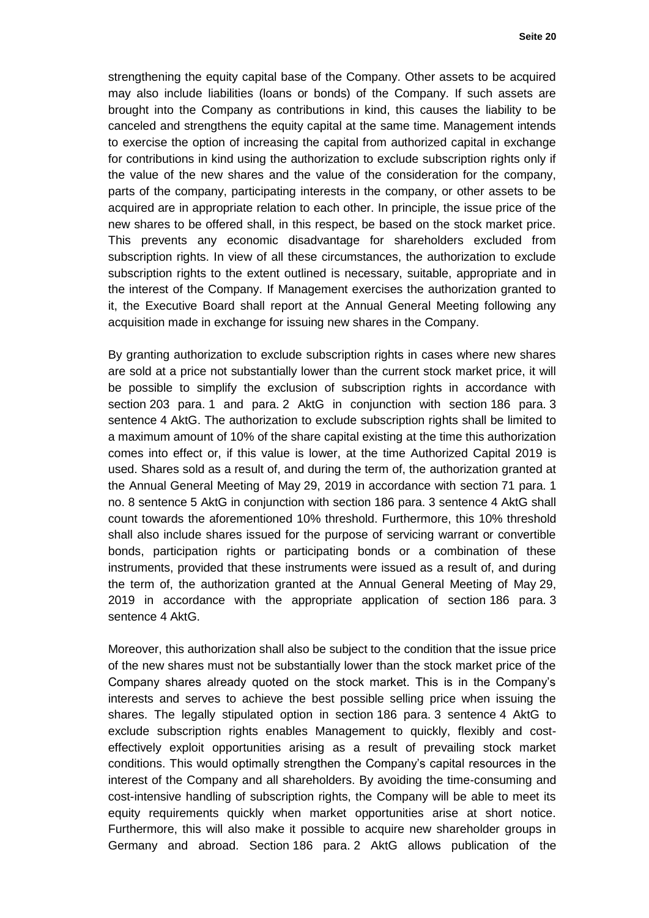strengthening the equity capital base of the Company. Other assets to be acquired may also include liabilities (loans or bonds) of the Company. If such assets are brought into the Company as contributions in kind, this causes the liability to be canceled and strengthens the equity capital at the same time. Management intends to exercise the option of increasing the capital from authorized capital in exchange for contributions in kind using the authorization to exclude subscription rights only if the value of the new shares and the value of the consideration for the company, parts of the company, participating interests in the company, or other assets to be acquired are in appropriate relation to each other. In principle, the issue price of the new shares to be offered shall, in this respect, be based on the stock market price. This prevents any economic disadvantage for shareholders excluded from subscription rights. In view of all these circumstances, the authorization to exclude subscription rights to the extent outlined is necessary, suitable, appropriate and in the interest of the Company. If Management exercises the authorization granted to it, the Executive Board shall report at the Annual General Meeting following any acquisition made in exchange for issuing new shares in the Company.

By granting authorization to exclude subscription rights in cases where new shares are sold at a price not substantially lower than the current stock market price, it will be possible to simplify the exclusion of subscription rights in accordance with section 203 para. 1 and para. 2 AktG in conjunction with section 186 para. 3 sentence 4 AktG. The authorization to exclude subscription rights shall be limited to a maximum amount of 10% of the share capital existing at the time this authorization comes into effect or, if this value is lower, at the time Authorized Capital 2019 is used. Shares sold as a result of, and during the term of, the authorization granted at the Annual General Meeting of May 29, 2019 in accordance with section 71 para. 1 no. 8 sentence 5 AktG in conjunction with section 186 para. 3 sentence 4 AktG shall count towards the aforementioned 10% threshold. Furthermore, this 10% threshold shall also include shares issued for the purpose of servicing warrant or convertible bonds, participation rights or participating bonds or a combination of these instruments, provided that these instruments were issued as a result of, and during the term of, the authorization granted at the Annual General Meeting of May 29, 2019 in accordance with the appropriate application of section 186 para. 3 sentence 4 AktG.

Moreover, this authorization shall also be subject to the condition that the issue price of the new shares must not be substantially lower than the stock market price of the Company shares already quoted on the stock market. This is in the Company's interests and serves to achieve the best possible selling price when issuing the shares. The legally stipulated option in section 186 para. 3 sentence 4 AktG to exclude subscription rights enables Management to quickly, flexibly and cost-effectively exploit opportunities arising as a result of prevailing stock market conditions. This would optimally strengthen the Company's capital resources in the interest of the Company and all shareholders. By avoiding the time-consuming and cost-intensive handling of subscription rights, the Company will be able to meet its equity requirements quickly when market opportunities arise at short notice. Furthermore, this will also make it possible to acquire new shareholder groups in Germany and abroad. Section 186 para. 2 AktG allows publication of the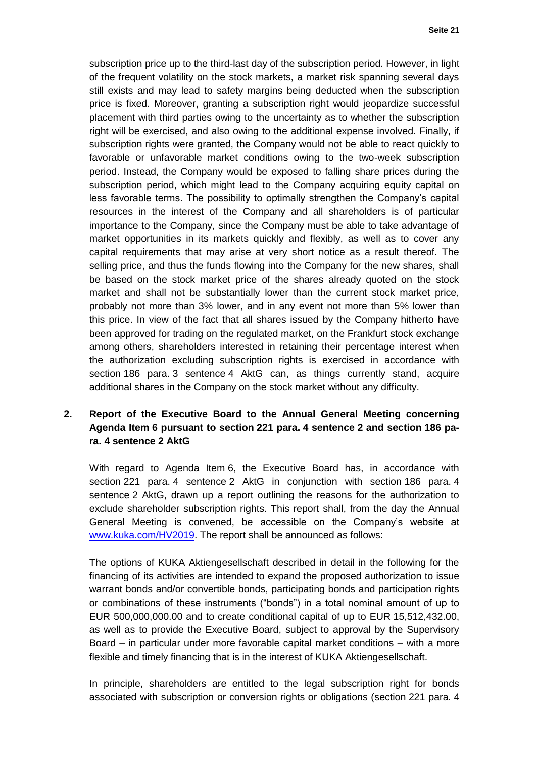subscription price up to the third-last day of the subscription period. However, in light of the frequent volatility on the stock markets, a market risk spanning several days still exists and may lead to safety margins being deducted when the subscription price is fixed. Moreover, granting a subscription right would jeopardize successful placement with third parties owing to the uncertainty as to whether the subscription right will be exercised, and also owing to the additional expense involved. Finally, if subscription rights were granted, the Company would not be able to react quickly to favorable or unfavorable market conditions owing to the two-week subscription period. Instead, the Company would be exposed to falling share prices during the subscription period, which might lead to the Company acquiring equity capital on less favorable terms. The possibility to optimally strengthen the Company's capital resources in the interest of the Company and all shareholders is of particular importance to the Company, since the Company must be able to take advantage of market opportunities in its markets quickly and flexibly, as well as to cover any capital requirements that may arise at very short notice as a result thereof. The selling price, and thus the funds flowing into the Company for the new shares, shall be based on the stock market price of the shares already quoted on the stock market and shall not be substantially lower than the current stock market price, probably not more than 3% lower, and in any event not more than 5% lower than this price. In view of the fact that all shares issued by the Company hitherto have been approved for trading on the regulated market, on the Frankfurt stock exchange among others, shareholders interested in retaining their percentage interest when the authorization excluding subscription rights is exercised in accordance with section 186 para. 3 sentence 4 AktG can, as things currently stand, acquire additional shares in the Company on the stock market without any difficulty.

## 2. Report of the Executive Board to the Annual General Meeting concerning Agenda Item 6 pursuant to section 221 para. 4 sentence 2 and section 186 para. 4 sentence 2 AktG

With regard to Agenda Item 6, the Executive Board has, in accordance with section 221 para. 4 sentence 2 AktG in conjunction with section 186 para. 4 sentence 2 AktG, drawn up a report outlining the reasons for the authorization to exclude shareholder subscription rights. This report shall, from the day the Annual General Meeting is convened, be accessible on the Company's website at www.kuka.com/HV2019. The report shall be announced as follows:

The options of KUKA Aktiengesellschaft described in detail in the following for the financing of its activities are intended to expand the proposed authorization to issue warrant bonds and/or convertible bonds, participating bonds and participation rights or combinations of these instruments ("bonds") in a total nominal amount of up to EUR 500,000,000.00 and to create conditional capital of up to EUR 15,512,432.00, as well as to provide the Executive Board, subject to approval by the Supervisory Board – in particular under more favorable capital market conditions – with a more flexible and timely financing that is in the interest of KUKA Aktiengesellschaft.

In principle, shareholders are entitled to the legal subscription right for bonds associated with subscription or conversion rights or obligations (section 221 para. 4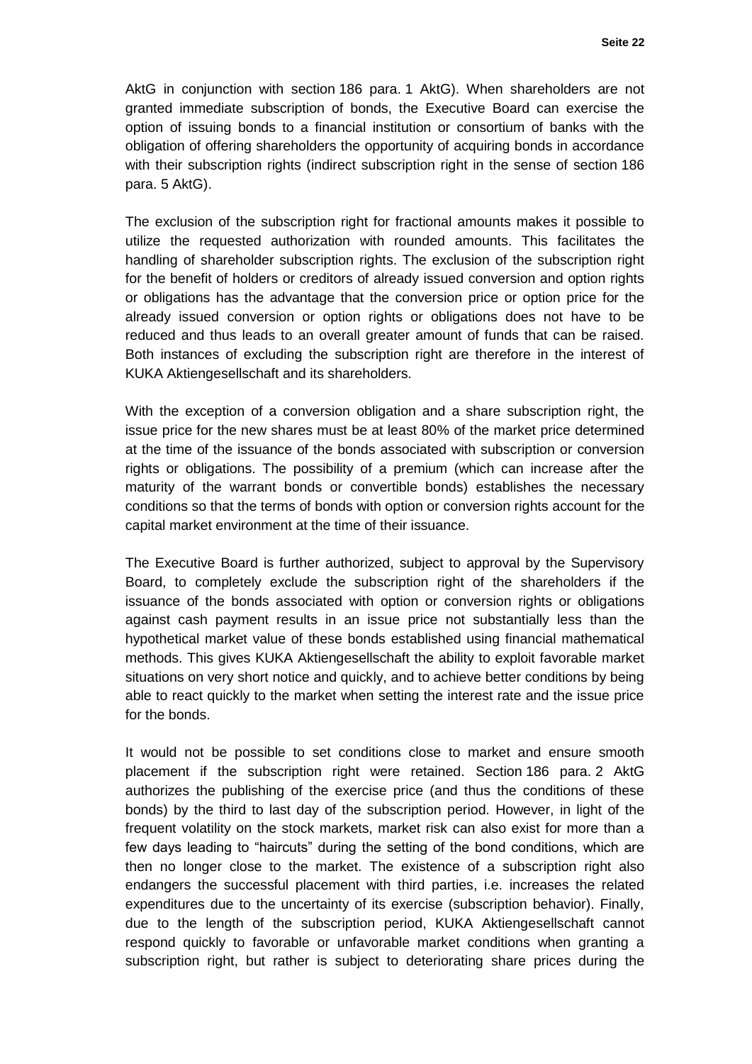AktG in conjunction with section 186 para. 1 AktG). When shareholders are not granted immediate subscription of bonds, the Executive Board can exercise the option of issuing bonds to a financial institution or consortium of banks with the obligation of offering shareholders the opportunity of acquiring bonds in accordance with their subscription rights (indirect subscription right in the sense of section 186 para. 5 AktG).

The exclusion of the subscription right for fractional amounts makes it possible to utilize the requested authorization with rounded amounts. This facilitates the handling of shareholder subscription rights. The exclusion of the subscription right for the benefit of holders or creditors of already issued conversion and option rights or obligations has the advantage that the conversion price or option price for the already issued conversion or option rights or obligations does not have to be reduced and thus leads to an overall greater amount of funds that can be raised. Both instances of excluding the subscription right are therefore in the interest of KUKA Aktiengesellschaft and its shareholders.

With the exception of a conversion obligation and a share subscription right, the issue price for the new shares must be at least 80% of the market price determined at the time of the issuance of the bonds associated with subscription or conversion rights or obligations. The possibility of a premium (which can increase after the maturity of the warrant bonds or convertible bonds) establishes the necessary conditions so that the terms of bonds with option or conversion rights account for the capital market environment at the time of their issuance.

The Executive Board is further authorized, subject to approval by the Supervisory Board, to completely exclude the subscription right of the shareholders if the issuance of the bonds associated with option or conversion rights or obligations against cash payment results in an issue price not substantially less than the hypothetical market value of these bonds established using financial mathematical methods. This gives KUKA Aktiengesellschaft the ability to exploit favorable market situations on very short notice and quickly, and to achieve better conditions by being able to react quickly to the market when setting the interest rate and the issue price for the bonds.

It would not be possible to set conditions close to market and ensure smooth placement if the subscription right were retained. Section 186 para. 2 AktG authorizes the publishing of the exercise price (and thus the conditions of these bonds) by the third to last day of the subscription period. However, in light of the frequent volatility on the stock markets, market risk can also exist for more than a few days leading to "haircuts" during the setting of the bond conditions, which are then no longer close to the market. The existence of a subscription right also endangers the successful placement with third parties, i.e. increases the related expenditures due to the uncertainty of its exercise (subscription behavior). Finally, due to the length of the subscription period, KUKA Aktiengesellschaft cannot respond quickly to favorable or unfavorable market conditions when granting a subscription right, but rather is subject to deteriorating share prices during the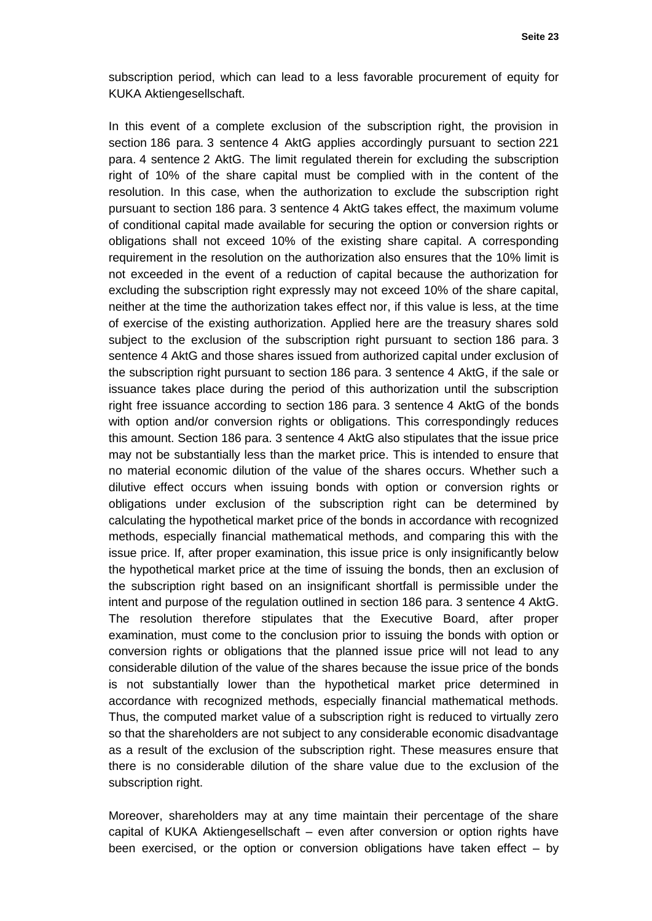subscription period, which can lead to a less favorable procurement of equity for KUKA Aktiengesellschaft.

In this event of a complete exclusion of the subscription right, the provision in section 186 para. 3 sentence 4 AktG applies accordingly pursuant to section 221 para. 4 sentence 2 AktG. The limit regulated therein for excluding the subscription right of 10% of the share capital must be complied with in the content of the resolution. In this case, when the authorization to exclude the subscription right pursuant to section 186 para. 3 sentence 4 AktG takes effect, the maximum volume of conditional capital made available for securing the option or conversion rights or obligations shall not exceed 10% of the existing share capital. A corresponding requirement in the resolution on the authorization also ensures that the 10% limit is not exceeded in the event of a reduction of capital because the authorization for excluding the subscription right expressly may not exceed 10% of the share capital, neither at the time the authorization takes effect nor, if this value is less, at the time of exercise of the existing authorization. Applied here are the treasury shares sold subject to the exclusion of the subscription right pursuant to section 186 para. 3 sentence 4 AktG and those shares issued from authorized capital under exclusion of the subscription right pursuant to section 186 para. 3 sentence 4 AktG, if the sale or issuance takes place during the period of this authorization until the subscription right free issuance according to section 186 para. 3 sentence 4 AktG of the bonds with option and/or conversion rights or obligations. This correspondingly reduces this amount. Section 186 para. 3 sentence 4 AktG also stipulates that the issue price may not be substantially less than the market price. This is intended to ensure that no material economic dilution of the value of the shares occurs. Whether such a dilutive effect occurs when issuing bonds with option or conversion rights or obligations under exclusion of the subscription right can be determined by calculating the hypothetical market price of the bonds in accordance with recognized methods, especially financial mathematical methods, and comparing this with the issue price. If, after proper examination, this issue price is only insignificantly below the hypothetical market price at the time of issuing the bonds, then an exclusion of the subscription right based on an insignificant shortfall is permissible under the intent and purpose of the regulation outlined in section 186 para. 3 sentence 4 AktG. The resolution therefore stipulates that the Executive Board, after proper examination, must come to the conclusion prior to issuing the bonds with option or conversion rights or obligations that the planned issue price will not lead to any considerable dilution of the value of the shares because the issue price of the bonds is not substantially lower than the hypothetical market price determined in accordance with recognized methods, especially financial mathematical methods. Thus, the computed market value of a subscription right is reduced to virtually zero so that the shareholders are not subject to any considerable economic disadvantage as a result of the exclusion of the subscription right. These measures ensure that there is no considerable dilution of the share value due to the exclusion of the subscription right.

Moreover, shareholders may at any time maintain their percentage of the share capital of KUKA Aktiengesellschaft – even after conversion or option rights have been exercised, or the option or conversion obligations have taken effect – by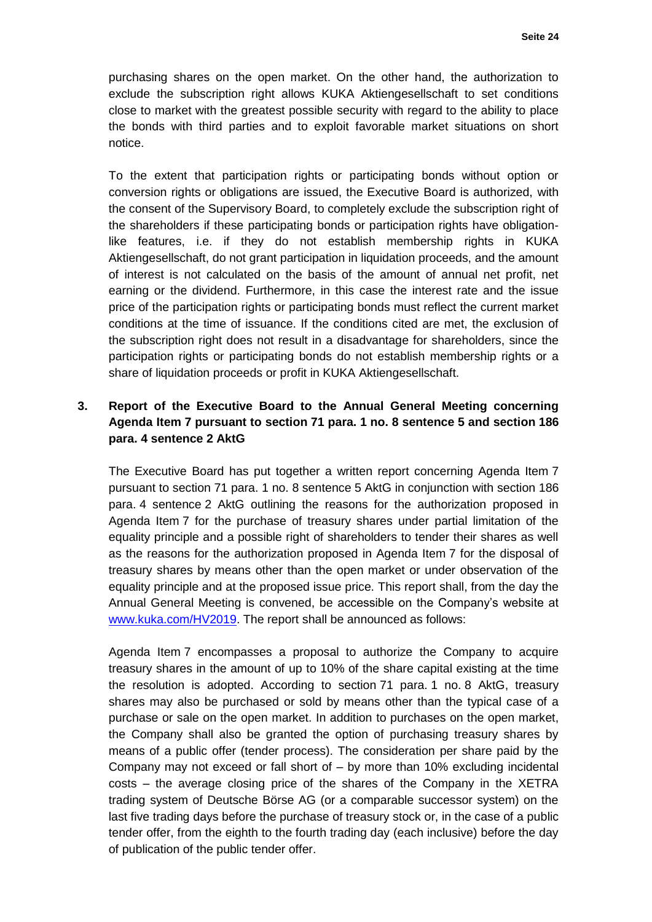purchasing shares on the open market. On the other hand, the authorization to exclude the subscription right allows KUKA Aktiengesellschaft to set conditions close to market with the greatest possible security with regard to the ability to place the bonds with third parties and to exploit favorable market situations on short notice.

To the extent that participation rights or participating bonds without option or conversion rights or obligations are issued, the Executive Board is authorized, with the consent of the Supervisory Board, to completely exclude the subscription right of the shareholders if these participating bonds or participation rights have obligation-like features, i.e. if they do not establish membership rights in KUKA Aktiengesellschaft, do not grant participation in liquidation proceeds, and the amount of interest is not calculated on the basis of the amount of annual net profit, net earning or the dividend. Furthermore, in this case the interest rate and the issue price of the participation rights or participating bonds must reflect the current market conditions at the time of issuance. If the conditions cited are met, the exclusion of the subscription right does not result in a disadvantage for shareholders, since the participation rights or participating bonds do not establish membership rights or a share of liquidation proceeds or profit in KUKA Aktiengesellschaft.

### 3. Report of the Executive Board to the Annual General Meeting concerning Agenda Item 7 pursuant to section 71 para. 1 no. 8 sentence 5 and section 186 para. 4 sentence 2 AktG

The Executive Board has put together a written report concerning Agenda Item 7 pursuant to section 71 para. 1 no. 8 sentence 5 AktG in conjunction with section 186 para. 4 sentence 2 AktG outlining the reasons for the authorization proposed in Agenda Item 7 for the purchase of treasury shares under partial limitation of the equality principle and a possible right of shareholders to tender their shares as well as the reasons for the authorization proposed in Agenda Item 7 for the disposal of treasury shares by means other than the open market or under observation of the equality principle and at the proposed issue price. This report shall, from the day the Annual General Meeting is convened, be accessible on the Company's website at www.kuka.com/HV2019. The report shall be announced as follows:

Agenda Item 7 encompasses a proposal to authorize the Company to acquire treasury shares in the amount of up to 10% of the share capital existing at the time the resolution is adopted. According to section 71 para. 1 no. 8 AktG, treasury shares may also be purchased or sold by means other than the typical case of a purchase or sale on the open market. In addition to purchases on the open market, the Company shall also be granted the option of purchasing treasury shares by means of a public offer (tender process). The consideration per share paid by the Company may not exceed or fall short of – by more than 10% excluding incidental costs – the average closing price of the shares of the Company in the XETRA trading system of Deutsche Börse AG (or a comparable successor system) on the last five trading days before the purchase of treasury stock or, in the case of a public tender offer, from the eighth to the fourth trading day (each inclusive) before the day of publication of the public tender offer.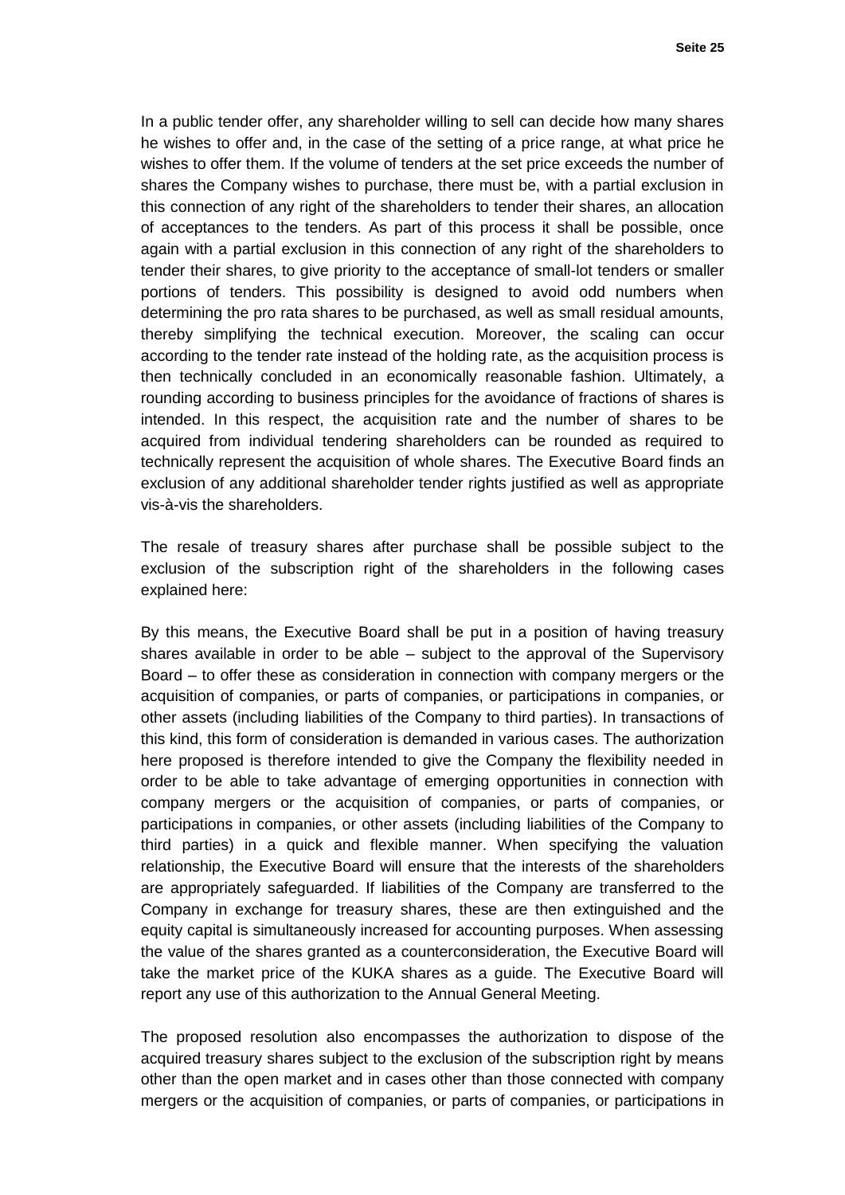In a public tender offer, any shareholder willing to sell can decide how many shares he wishes to offer and, in the case of the setting of a price range, at what price he wishes to offer them. If the volume of tenders at the set price exceeds the number of shares the Company wishes to purchase, there must be, with a partial exclusion in this connection of any right of the shareholders to tender their shares, an allocation of acceptances to the tenders. As part of this process it shall be possible, once again with a partial exclusion in this connection of any right of the shareholders to tender their shares, to give priority to the acceptance of small-lot tenders or smaller portions of tenders. This possibility is designed to avoid odd numbers when determining the pro rata shares to be purchased, as well as small residual amounts, thereby simplifying the technical execution. Moreover, the scaling can occur according to the tender rate instead of the holding rate, as the acquisition process is then technically concluded in an economically reasonable fashion. Ultimately, a rounding according to business principles for the avoidance of fractions of shares is intended. In this respect, the acquisition rate and the number of shares to be acquired from individual tendering shareholders can be rounded as required to technically represent the acquisition of whole shares. The Executive Board finds an exclusion of any additional shareholder tender rights justified as well as appropriate vis-à-vis the shareholders.

The resale of treasury shares after purchase shall be possible subject to the exclusion of the subscription right of the shareholders in the following cases explained here:

By this means, the Executive Board shall be put in a position of having treasury shares available in order to be able – subject to the approval of the Supervisory Board – to offer these as consideration in connection with company mergers or the acquisition of companies, or parts of companies, or participations in companies, or other assets (including liabilities of the Company to third parties). In transactions of this kind, this form of consideration is demanded in various cases. The authorization here proposed is therefore intended to give the Company the flexibility needed in order to be able to take advantage of emerging opportunities in connection with company mergers or the acquisition of companies, or parts of companies, or participations in companies, or other assets (including liabilities of the Company to third parties) in a quick and flexible manner. When specifying the valuation relationship, the Executive Board will ensure that the interests of the shareholders are appropriately safeguarded. If liabilities of the Company are transferred to the Company in exchange for treasury shares, these are then extinguished and the equity capital is simultaneously increased for accounting purposes. When assessing the value of the shares granted as a counterconsideration, the Executive Board will take the market price of the KUKA shares as a guide. The Executive Board will report any use of this authorization to the Annual General Meeting.

The proposed resolution also encompasses the authorization to dispose of the acquired treasury shares subject to the exclusion of the subscription right by means other than the open market and in cases other than those connected with company mergers or the acquisition of companies, or parts of companies, or participations in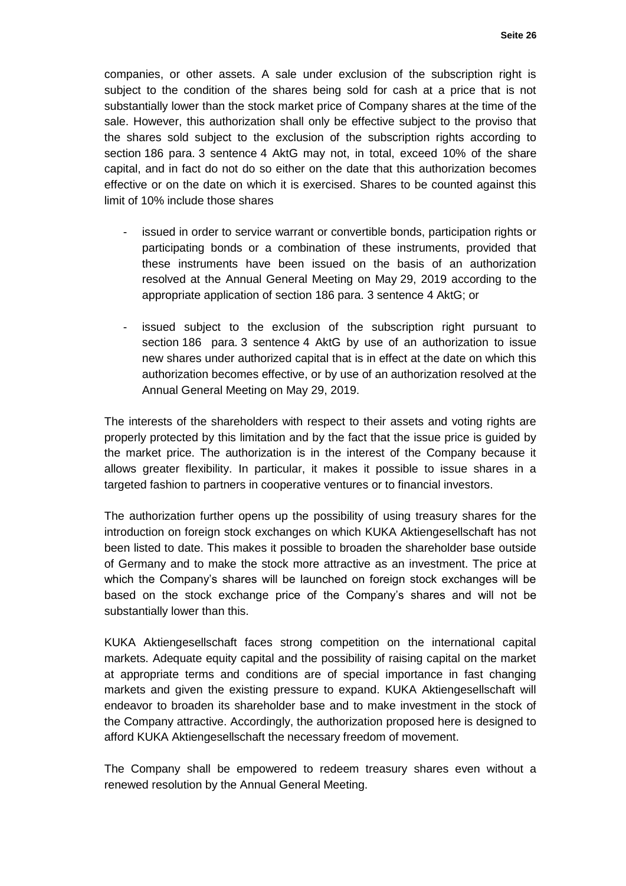companies, or other assets. A sale under exclusion of the subscription right is subject to the condition of the shares being sold for cash at a price that is not substantially lower than the stock market price of Company shares at the time of the sale. However, this authorization shall only be effective subject to the proviso that the shares sold subject to the exclusion of the subscription rights according to section 186 para. 3 sentence 4 AktG may not, in total, exceed 10% of the share capital, and in fact do not do so either on the date that this authorization becomes effective or on the date on which it is exercised. Shares to be counted against this limit of 10% include those shares

- issued in order to service warrant or convertible bonds, participation rights or participating bonds or a combination of these instruments, provided that these instruments have been issued on the basis of an authorization resolved at the Annual General Meeting on May 29, 2019 according to the appropriate application of section 186 para. 3 sentence 4 AktG; or
- issued subject to the exclusion of the subscription right pursuant to section 186 para. 3 sentence 4 AktG by use of an authorization to issue new shares under authorized capital that is in effect at the date on which this authorization becomes effective, or by use of an authorization resolved at the Annual General Meeting on May 29, 2019.

The interests of the shareholders with respect to their assets and voting rights are properly protected by this limitation and by the fact that the issue price is guided by the market price. The authorization is in the interest of the Company because it allows greater flexibility. In particular, it makes it possible to issue shares in a targeted fashion to partners in cooperative ventures or to financial investors.

The authorization further opens up the possibility of using treasury shares for the introduction on foreign stock exchanges on which KUKA Aktiengesellschaft has not been listed to date. This makes it possible to broaden the shareholder base outside of Germany and to make the stock more attractive as an investment. The price at which the Company's shares will be launched on foreign stock exchanges will be based on the stock exchange price of the Company's shares and will not be substantially lower than this.

KUKA Aktiengesellschaft faces strong competition on the international capital markets. Adequate equity capital and the possibility of raising capital on the market at appropriate terms and conditions are of special importance in fast changing markets and given the existing pressure to expand. KUKA Aktiengesellschaft will endeavor to broaden its shareholder base and to make investment in the stock of the Company attractive. Accordingly, the authorization proposed here is designed to afford KUKA Aktiengesellschaft the necessary freedom of movement.

The Company shall be empowered to redeem treasury shares even without a renewed resolution by the Annual General Meeting.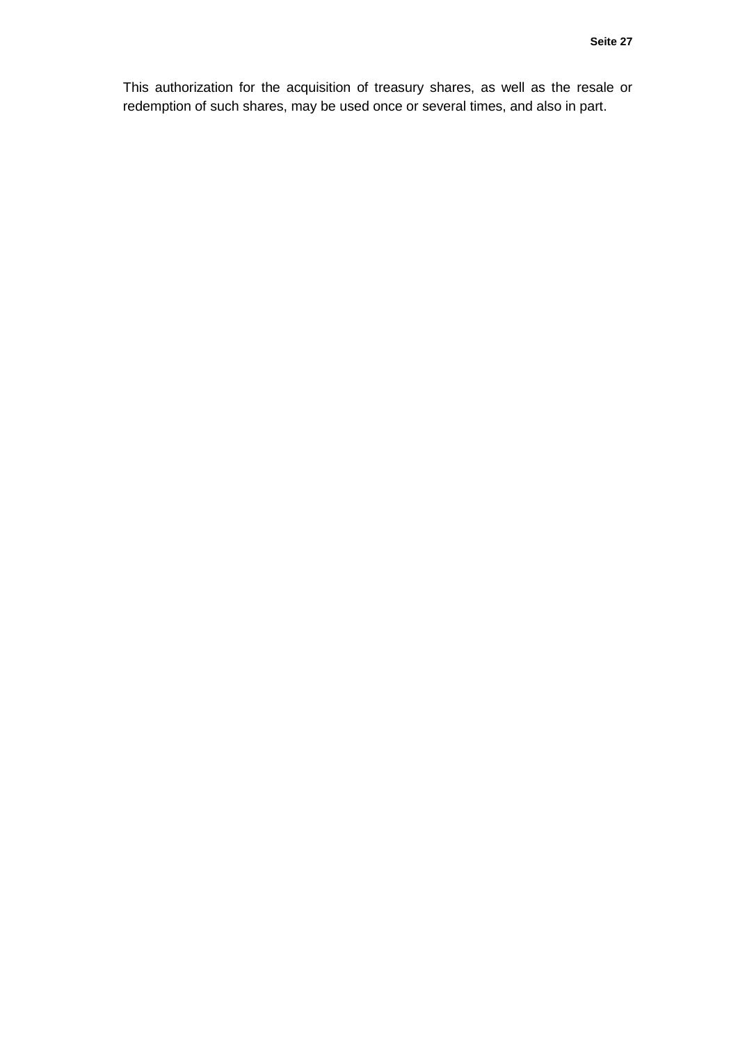This authorization for the acquisition of treasury shares, as well as the resale or redemption of such shares, may be used once or several times, and also in part.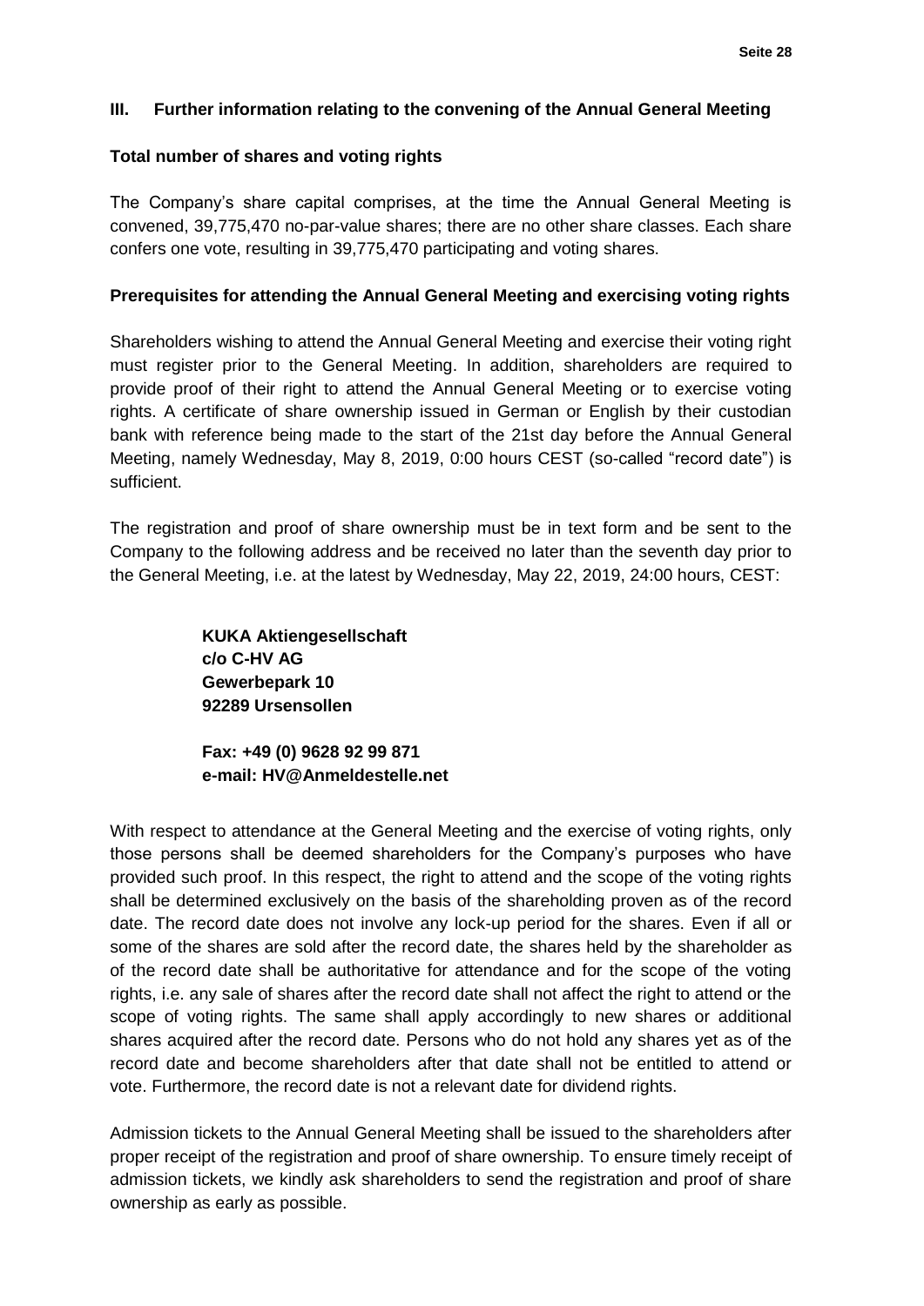## III. Further information relating to the convening of the Annual General Meeting

### Total number of shares and voting rights

The Company's share capital comprises, at the time the Annual General Meeting is convened, 39,775,470 no-par-value shares; there are no other share classes. Each share confers one vote, resulting in 39,775,470 participating and voting shares.

### Prerequisites for attending the Annual General Meeting and exercising voting rights

Shareholders wishing to attend the Annual General Meeting and exercise their voting right must register prior to the General Meeting. In addition, shareholders are required to provide proof of their right to attend the Annual General Meeting or to exercise voting rights. A certificate of share ownership issued in German or English by their custodian bank with reference being made to the start of the 21st day before the Annual General Meeting, namely Wednesday, May 8, 2019, 0:00 hours CEST (so-called "record date") is sufficient.

The registration and proof of share ownership must be in text form and be sent to the Company to the following address and be received no later than the seventh day prior to the General Meeting, i.e. at the latest by Wednesday, May 22, 2019, 24:00 hours, CEST:

**KUKA Aktiengesellschaft**
**c/o C-HV AG**
**Gewerbepark 10**
**92289 Ursensollen**

**Fax: +49 (0) 9628 92 99 871**
**e-mail: HV@Anmeldestelle.net**

With respect to attendance at the General Meeting and the exercise of voting rights, only those persons shall be deemed shareholders for the Company's purposes who have provided such proof. In this respect, the right to attend and the scope of the voting rights shall be determined exclusively on the basis of the shareholding proven as of the record date. The record date does not involve any lock-up period for the shares. Even if all or some of the shares are sold after the record date, the shares held by the shareholder as of the record date shall be authoritative for attendance and for the scope of the voting rights, i.e. any sale of shares after the record date shall not affect the right to attend or the scope of voting rights. The same shall apply accordingly to new shares or additional shares acquired after the record date. Persons who do not hold any shares yet as of the record date and become shareholders after that date shall not be entitled to attend or vote. Furthermore, the record date is not a relevant date for dividend rights.

Admission tickets to the Annual General Meeting shall be issued to the shareholders after proper receipt of the registration and proof of share ownership. To ensure timely receipt of admission tickets, we kindly ask shareholders to send the registration and proof of share ownership as early as possible.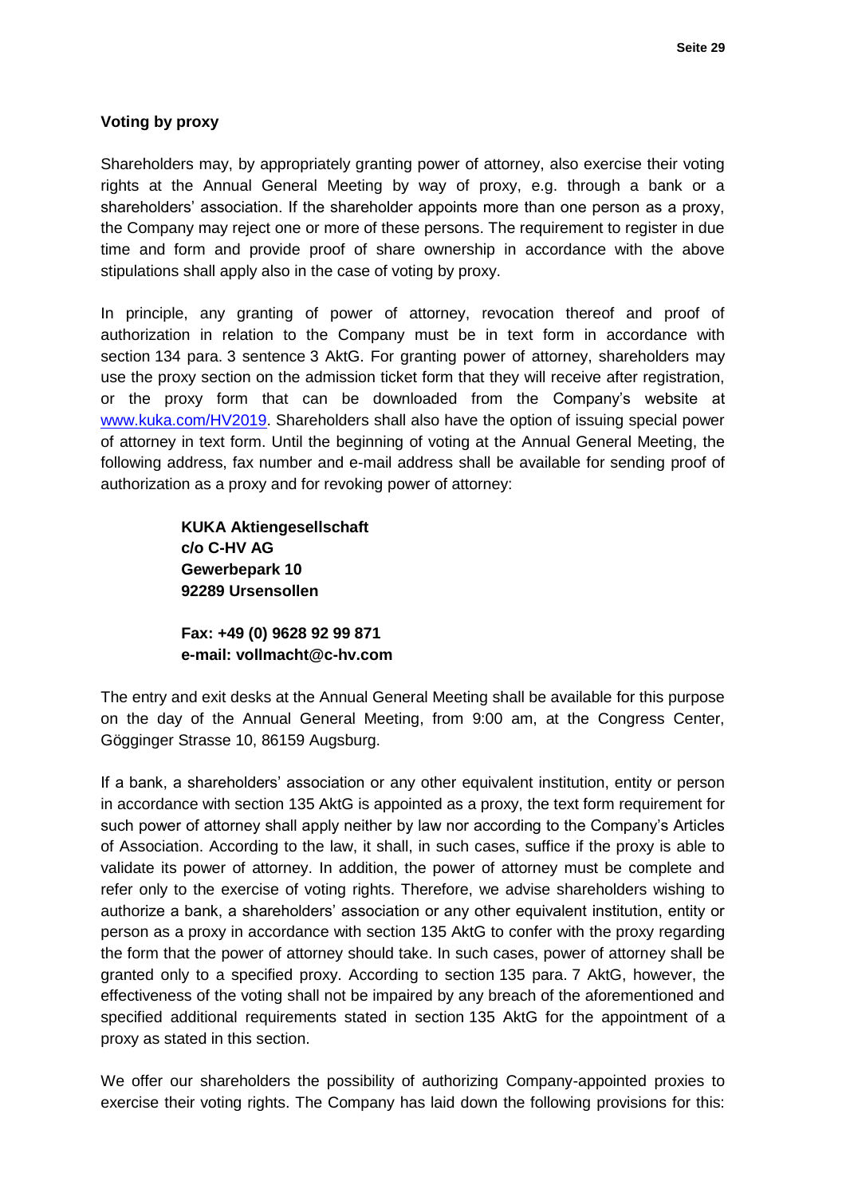**Voting by proxy**

Shareholders may, by appropriately granting power of attorney, also exercise their voting rights at the Annual General Meeting by way of proxy, e.g. through a bank or a shareholders' association. If the shareholder appoints more than one person as a proxy, the Company may reject one or more of these persons. The requirement to register in due time and form and provide proof of share ownership in accordance with the above stipulations shall apply also in the case of voting by proxy.

In principle, any granting of power of attorney, revocation thereof and proof of authorization in relation to the Company must be in text form in accordance with section 134 para. 3 sentence 3 AktG. For granting power of attorney, shareholders may use the proxy section on the admission ticket form that they will receive after registration, or the proxy form that can be downloaded from the Company's website at www.kuka.com/HV2019. Shareholders shall also have the option of issuing special power of attorney in text form. Until the beginning of voting at the Annual General Meeting, the following address, fax number and e-mail address shall be available for sending proof of authorization as a proxy and for revoking power of attorney:

**KUKA Aktiengesellschaft**
**c/o C-HV AG**
**Gewerbepark 10**
**92289 Ursensollen**

**Fax: +49 (0) 9628 92 99 871**
**e-mail: vollmacht@c-hv.com**

The entry and exit desks at the Annual General Meeting shall be available for this purpose on the day of the Annual General Meeting, from 9:00 am, at the Congress Center, Gögginger Strasse 10, 86159 Augsburg.

If a bank, a shareholders' association or any other equivalent institution, entity or person in accordance with section 135 AktG is appointed as a proxy, the text form requirement for such power of attorney shall apply neither by law nor according to the Company's Articles of Association. According to the law, it shall, in such cases, suffice if the proxy is able to validate its power of attorney. In addition, the power of attorney must be complete and refer only to the exercise of voting rights. Therefore, we advise shareholders wishing to authorize a bank, a shareholders' association or any other equivalent institution, entity or person as a proxy in accordance with section 135 AktG to confer with the proxy regarding the form that the power of attorney should take. In such cases, power of attorney shall be granted only to a specified proxy. According to section 135 para. 7 AktG, however, the effectiveness of the voting shall not be impaired by any breach of the aforementioned and specified additional requirements stated in section 135 AktG for the appointment of a proxy as stated in this section.

We offer our shareholders the possibility of authorizing Company-appointed proxies to exercise their voting rights. The Company has laid down the following provisions for this: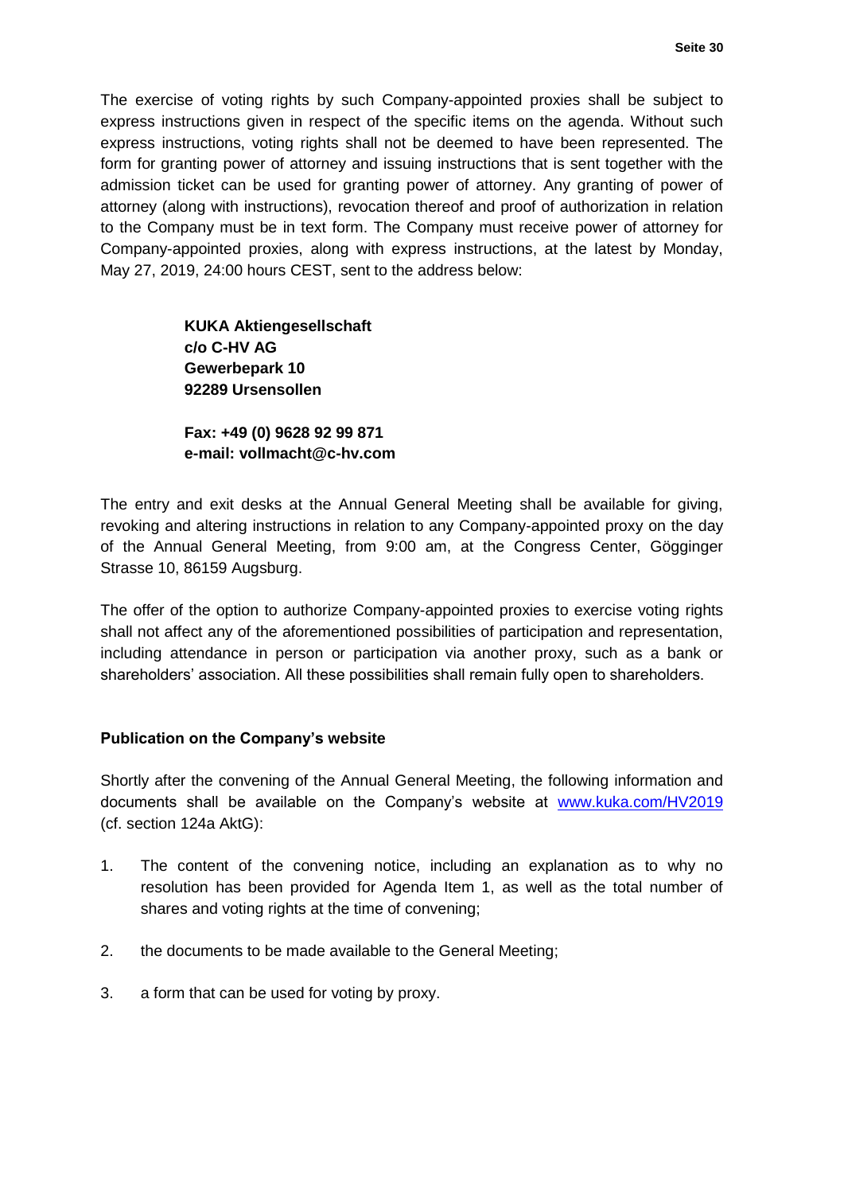The exercise of voting rights by such Company-appointed proxies shall be subject to express instructions given in respect of the specific items on the agenda. Without such express instructions, voting rights shall not be deemed to have been represented. The form for granting power of attorney and issuing instructions that is sent together with the admission ticket can be used for granting power of attorney. Any granting of power of attorney (along with instructions), revocation thereof and proof of authorization in relation to the Company must be in text form. The Company must receive power of attorney for Company-appointed proxies, along with express instructions, at the latest by Monday, May 27, 2019, 24:00 hours CEST, sent to the address below:

**KUKA Aktiengesellschaft**
**c/o C-HV AG**
**Gewerbepark 10**
**92289 Ursensollen**

**Fax: +49 (0) 9628 92 99 871**
**e-mail: vollmacht@c-hv.com**

The entry and exit desks at the Annual General Meeting shall be available for giving, revoking and altering instructions in relation to any Company-appointed proxy on the day of the Annual General Meeting, from 9:00 am, at the Congress Center, Gögginger Strasse 10, 86159 Augsburg.

The offer of the option to authorize Company-appointed proxies to exercise voting rights shall not affect any of the aforementioned possibilities of participation and representation, including attendance in person or participation via another proxy, such as a bank or shareholders' association. All these possibilities shall remain fully open to shareholders.

**Publication on the Company's website**

Shortly after the convening of the Annual General Meeting, the following information and documents shall be available on the Company's website at www.kuka.com/HV2019 (cf. section 124a AktG):

1. The content of the convening notice, including an explanation as to why no resolution has been provided for Agenda Item 1, as well as the total number of shares and voting rights at the time of convening;
2. the documents to be made available to the General Meeting;
3. a form that can be used for voting by proxy.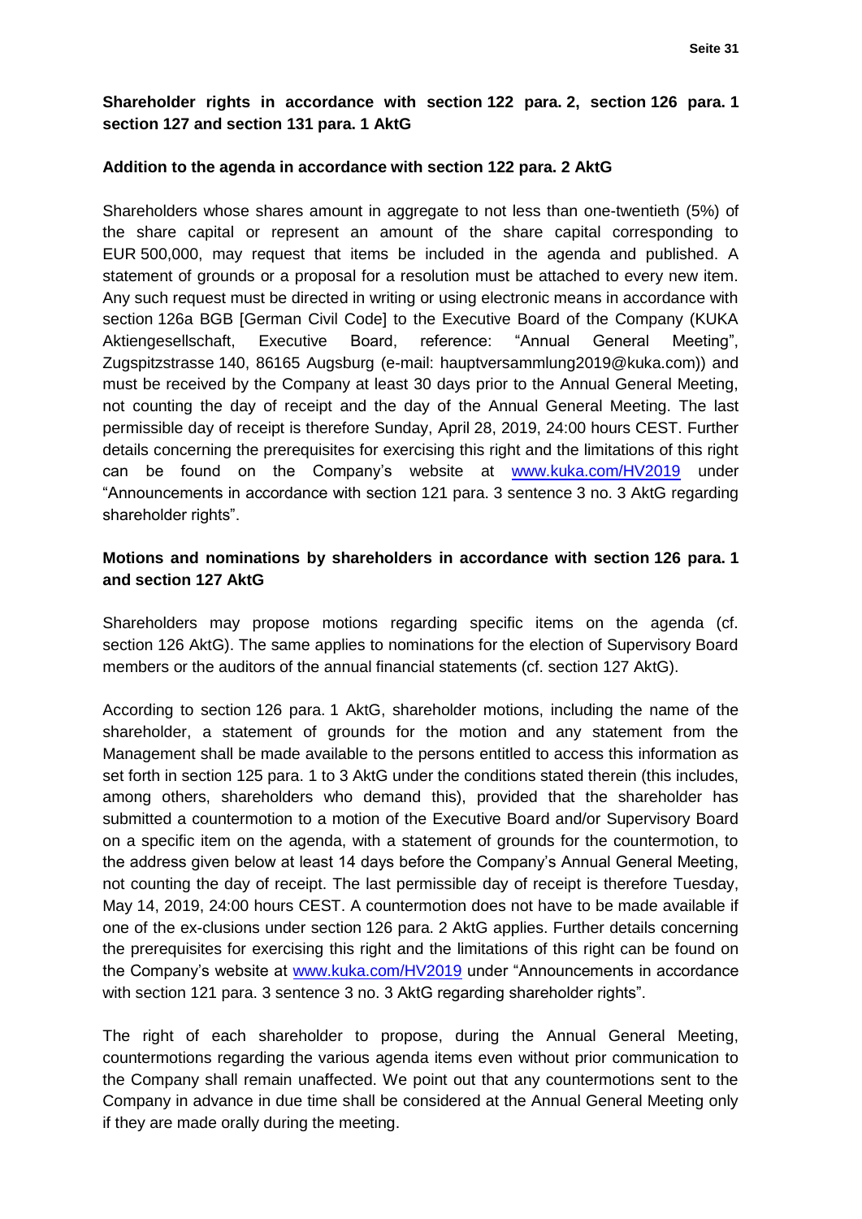**Shareholder rights in accordance with section 122 para. 2, section 126 para. 1 section 127 and section 131 para. 1 AktG**

**Addition to the agenda in accordance with section 122 para. 2 AktG**

Shareholders whose shares amount in aggregate to not less than one-twentieth (5%) of the share capital or represent an amount of the share capital corresponding to EUR 500,000, may request that items be included in the agenda and published. A statement of grounds or a proposal for a resolution must be attached to every new item. Any such request must be directed in writing or using electronic means in accordance with section 126a BGB [German Civil Code] to the Executive Board of the Company (KUKA Aktiengesellschaft, Executive Board, reference: "Annual General Meeting", Zugspitzstrasse 140, 86165 Augsburg (e-mail: hauptversammlung2019@kuka.com)) and must be received by the Company at least 30 days prior to the Annual General Meeting, not counting the day of receipt and the day of the Annual General Meeting. The last permissible day of receipt is therefore Sunday, April 28, 2019, 24:00 hours CEST. Further details concerning the prerequisites for exercising this right and the limitations of this right can be found on the Company's website at www.kuka.com/HV2019 under "Announcements in accordance with section 121 para. 3 sentence 3 no. 3 AktG regarding shareholder rights".

**Motions and nominations by shareholders in accordance with section 126 para. 1 and section 127 AktG**

Shareholders may propose motions regarding specific items on the agenda (cf. section 126 AktG). The same applies to nominations for the election of Supervisory Board members or the auditors of the annual financial statements (cf. section 127 AktG).

According to section 126 para. 1 AktG, shareholder motions, including the name of the shareholder, a statement of grounds for the motion and any statement from the Management shall be made available to the persons entitled to access this information as set forth in section 125 para. 1 to 3 AktG under the conditions stated therein (this includes, among others, shareholders who demand this), provided that the shareholder has submitted a countermotion to a motion of the Executive Board and/or Supervisory Board on a specific item on the agenda, with a statement of grounds for the countermotion, to the address given below at least 14 days before the Company's Annual General Meeting, not counting the day of receipt. The last permissible day of receipt is therefore Tuesday, May 14, 2019, 24:00 hours CEST. A countermotion does not have to be made available if one of the ex-clusions under section 126 para. 2 AktG applies. Further details concerning the prerequisites for exercising this right and the limitations of this right can be found on the Company's website at www.kuka.com/HV2019 under "Announcements in accordance with section 121 para. 3 sentence 3 no. 3 AktG regarding shareholder rights".

The right of each shareholder to propose, during the Annual General Meeting, countermotions regarding the various agenda items even without prior communication to the Company shall remain unaffected. We point out that any countermotions sent to the Company in advance in due time shall be considered at the Annual General Meeting only if they are made orally during the meeting.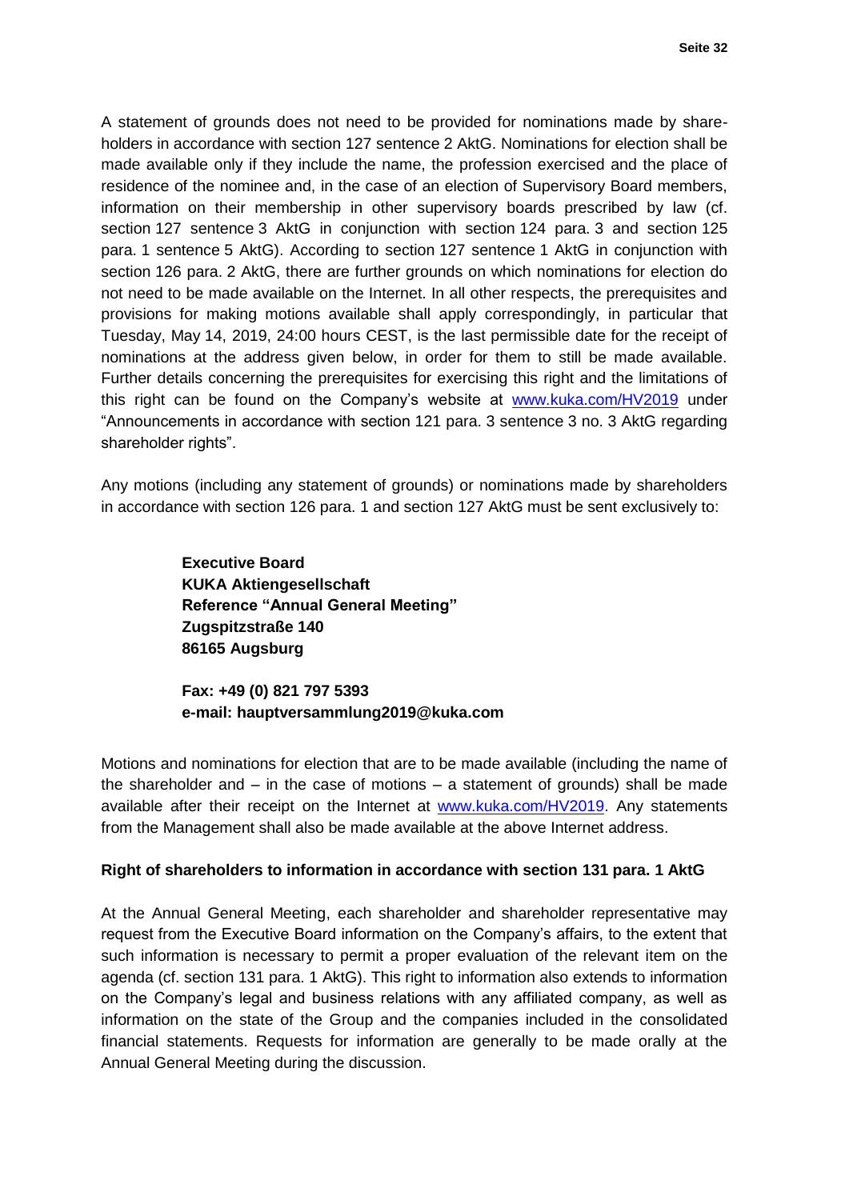A statement of grounds does not need to be provided for nominations made by shareholders in accordance with section 127 sentence 2 AktG. Nominations for election shall be made available only if they include the name, the profession exercised and the place of residence of the nominee and, in the case of an election of Supervisory Board members, information on their membership in other supervisory boards prescribed by law (cf. section 127 sentence 3 AktG in conjunction with section 124 para. 3 and section 125 para. 1 sentence 5 AktG). According to section 127 sentence 1 AktG in conjunction with section 126 para. 2 AktG, there are further grounds on which nominations for election do not need to be made available on the Internet. In all other respects, the prerequisites and provisions for making motions available shall apply correspondingly, in particular that Tuesday, May 14, 2019, 24:00 hours CEST, is the last permissible date for the receipt of nominations at the address given below, in order for them to still be made available. Further details concerning the prerequisites for exercising this right and the limitations of this right can be found on the Company's website at www.kuka.com/HV2019 under "Announcements in accordance with section 121 para. 3 sentence 3 no. 3 AktG regarding shareholder rights".

Any motions (including any statement of grounds) or nominations made by shareholders in accordance with section 126 para. 1 and section 127 AktG must be sent exclusively to:

**Executive Board**
**KUKA Aktiengesellschaft**
**Reference "Annual General Meeting"**
**Zugspitzstraße 140**
**86165 Augsburg**

**Fax: +49 (0) 821 797 5393**
**e-mail: hauptversammlung2019@kuka.com**

Motions and nominations for election that are to be made available (including the name of the shareholder and – in the case of motions – a statement of grounds) shall be made available after their receipt on the Internet at www.kuka.com/HV2019. Any statements from the Management shall also be made available at the above Internet address.

**Right of shareholders to information in accordance with section 131 para. 1 AktG**

At the Annual General Meeting, each shareholder and shareholder representative may request from the Executive Board information on the Company's affairs, to the extent that such information is necessary to permit a proper evaluation of the relevant item on the agenda (cf. section 131 para. 1 AktG). This right to information also extends to information on the Company's legal and business relations with any affiliated company, as well as information on the state of the Group and the companies included in the consolidated financial statements. Requests for information are generally to be made orally at the Annual General Meeting during the discussion.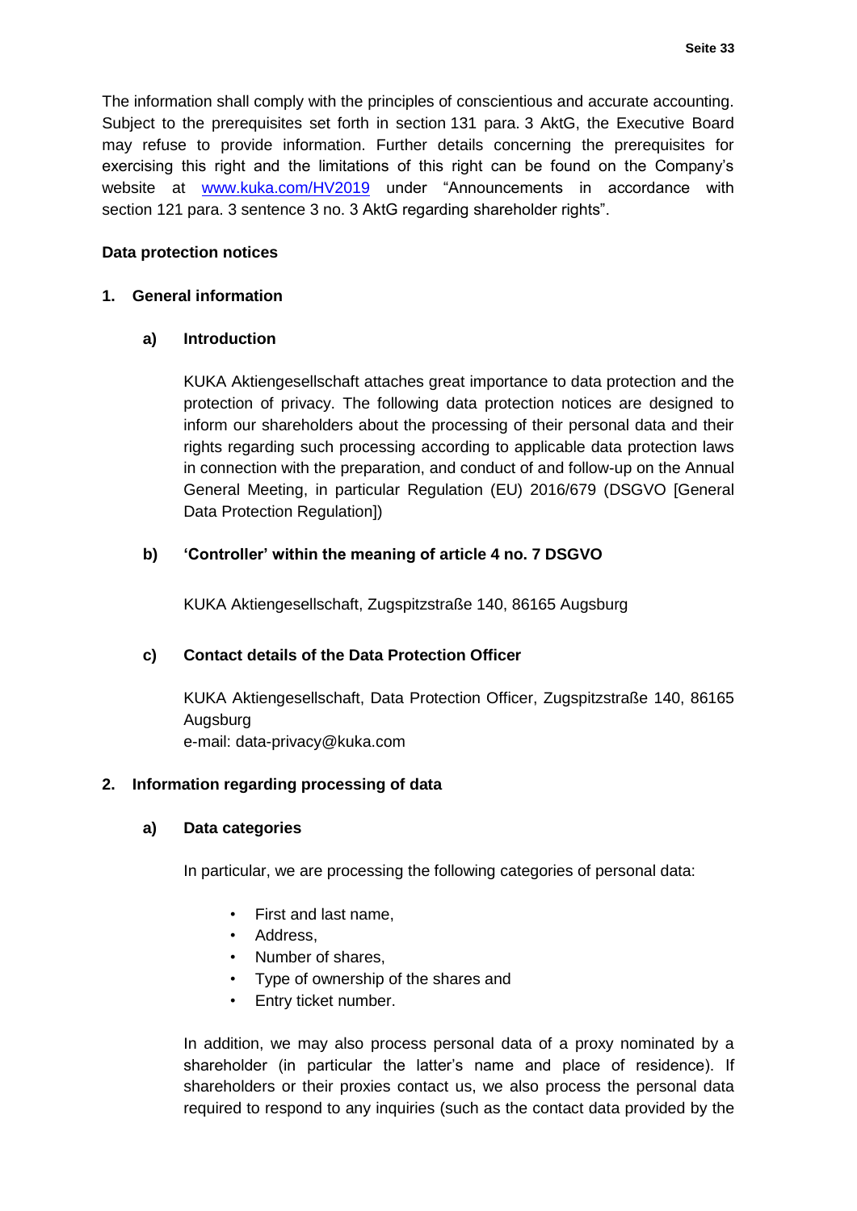The information shall comply with the principles of conscientious and accurate accounting. Subject to the prerequisites set forth in section 131 para. 3 AktG, the Executive Board may refuse to provide information. Further details concerning the prerequisites for exercising this right and the limitations of this right can be found on the Company's website at [www.kuka.com/HV2019](www.kuka.com/HV2019) under "Announcements in accordance with section 121 para. 3 sentence 3 no. 3 AktG regarding shareholder rights".

**Data protection notices**

**1. General information**

**a) Introduction**

KUKA Aktiengesellschaft attaches great importance to data protection and the protection of privacy. The following data protection notices are designed to inform our shareholders about the processing of their personal data and their rights regarding such processing according to applicable data protection laws in connection with the preparation, and conduct of and follow-up on the Annual General Meeting, in particular Regulation (EU) 2016/679 (DSGVO [General Data Protection Regulation])

**b) 'Controller' within the meaning of article 4 no. 7 DSGVO**

KUKA Aktiengesellschaft, Zugspitzstraße 140, 86165 Augsburg

**c) Contact details of the Data Protection Officer**

KUKA Aktiengesellschaft, Data Protection Officer, Zugspitzstraße 140, 86165 Augsburg
e-mail: data-privacy@kuka.com

**2. Information regarding processing of data**

**a) Data categories**

In particular, we are processing the following categories of personal data:

- First and last name,
- Address,
- Number of shares,
- Type of ownership of the shares and
- Entry ticket number.

In addition, we may also process personal data of a proxy nominated by a shareholder (in particular the latter's name and place of residence). If shareholders or their proxies contact us, we also process the personal data required to respond to any inquiries (such as the contact data provided by the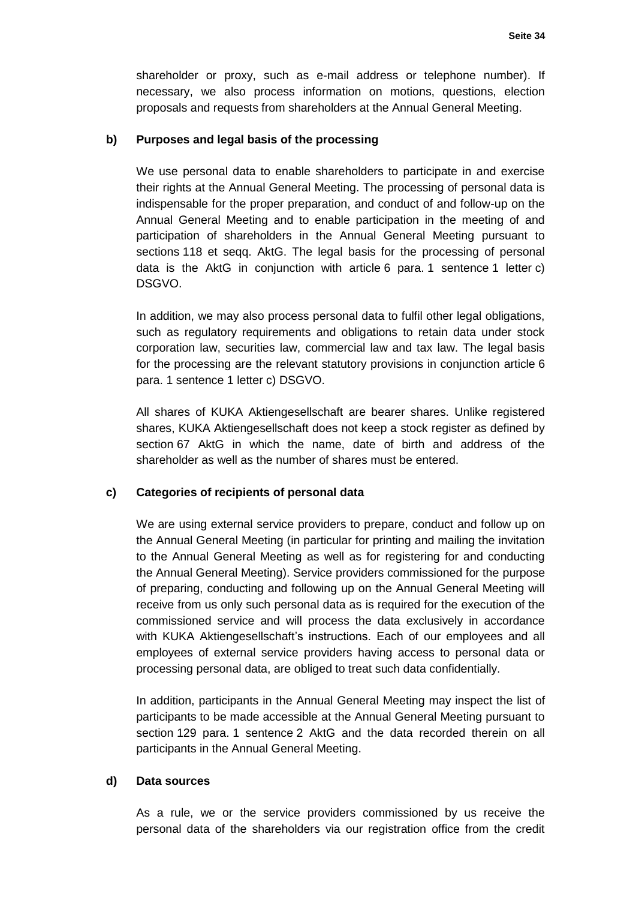shareholder or proxy, such as e-mail address or telephone number). If necessary, we also process information on motions, questions, election proposals and requests from shareholders at the Annual General Meeting.

**b) Purposes and legal basis of the processing**

We use personal data to enable shareholders to participate in and exercise their rights at the Annual General Meeting. The processing of personal data is indispensable for the proper preparation, and conduct of and follow-up on the Annual General Meeting and to enable participation in the meeting of and participation of shareholders in the Annual General Meeting pursuant to sections 118 et seqq. AktG. The legal basis for the processing of personal data is the AktG in conjunction with article 6 para. 1 sentence 1 letter c) DSGVO.

In addition, we may also process personal data to fulfil other legal obligations, such as regulatory requirements and obligations to retain data under stock corporation law, securities law, commercial law and tax law. The legal basis for the processing are the relevant statutory provisions in conjunction article 6 para. 1 sentence 1 letter c) DSGVO.

All shares of KUKA Aktiengesellschaft are bearer shares. Unlike registered shares, KUKA Aktiengesellschaft does not keep a stock register as defined by section 67 AktG in which the name, date of birth and address of the shareholder as well as the number of shares must be entered.

**c) Categories of recipients of personal data**

We are using external service providers to prepare, conduct and follow up on the Annual General Meeting (in particular for printing and mailing the invitation to the Annual General Meeting as well as for registering for and conducting the Annual General Meeting). Service providers commissioned for the purpose of preparing, conducting and following up on the Annual General Meeting will receive from us only such personal data as is required for the execution of the commissioned service and will process the data exclusively in accordance with KUKA Aktiengesellschaft's instructions. Each of our employees and all employees of external service providers having access to personal data or processing personal data, are obliged to treat such data confidentially.

In addition, participants in the Annual General Meeting may inspect the list of participants to be made accessible at the Annual General Meeting pursuant to section 129 para. 1 sentence 2 AktG and the data recorded therein on all participants in the Annual General Meeting.

**d) Data sources**

As a rule, we or the service providers commissioned by us receive the personal data of the shareholders via our registration office from the credit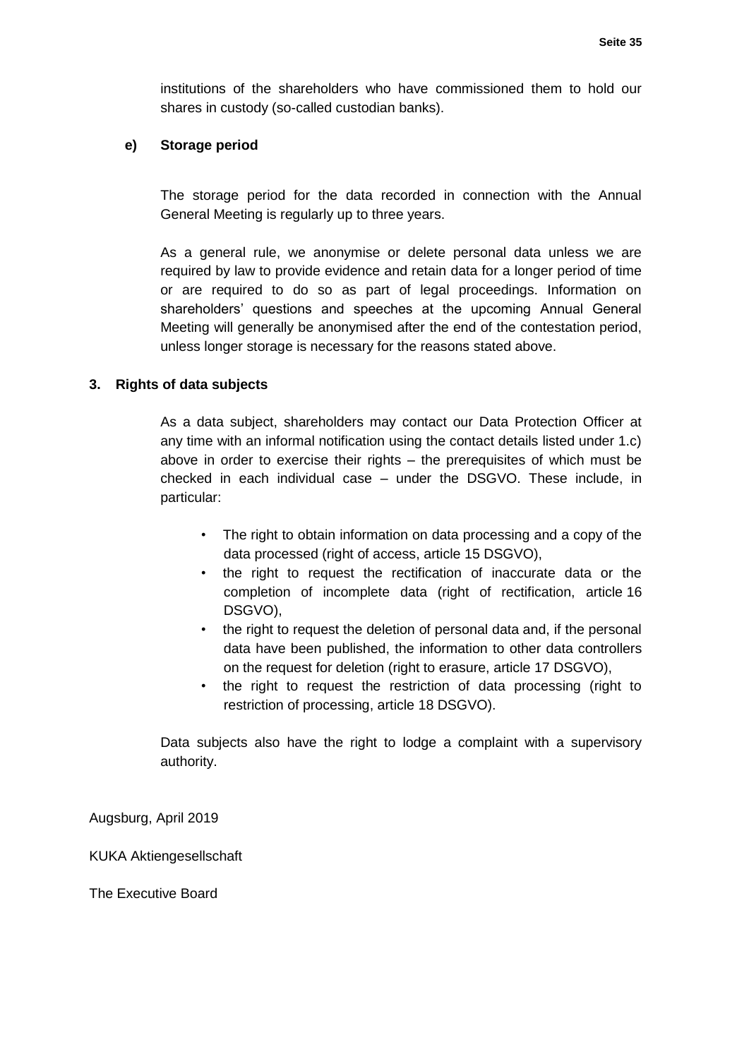institutions of the shareholders who have commissioned them to hold our shares in custody (so-called custodian banks).

#### e) Storage period

The storage period for the data recorded in connection with the Annual General Meeting is regularly up to three years.

As a general rule, we anonymise or delete personal data unless we are required by law to provide evidence and retain data for a longer period of time or are required to do so as part of legal proceedings. Information on shareholders' questions and speeches at the upcoming Annual General Meeting will generally be anonymised after the end of the contestation period, unless longer storage is necessary for the reasons stated above.

### 3. Rights of data subjects

As a data subject, shareholders may contact our Data Protection Officer at any time with an informal notification using the contact details listed under 1.c) above in order to exercise their rights – the prerequisites of which must be checked in each individual case – under the DSGVO. These include, in particular:

- The right to obtain information on data processing and a copy of the data processed (right of access, article 15 DSGVO),
- the right to request the rectification of inaccurate data or the completion of incomplete data (right of rectification, article 16 DSGVO),
- the right to request the deletion of personal data and, if the personal data have been published, the information to other data controllers on the request for deletion (right to erasure, article 17 DSGVO),
- the right to request the restriction of data processing (right to restriction of processing, article 18 DSGVO).

Data subjects also have the right to lodge a complaint with a supervisory authority.

Augsburg, April 2019

KUKA Aktiengesellschaft

The Executive Board